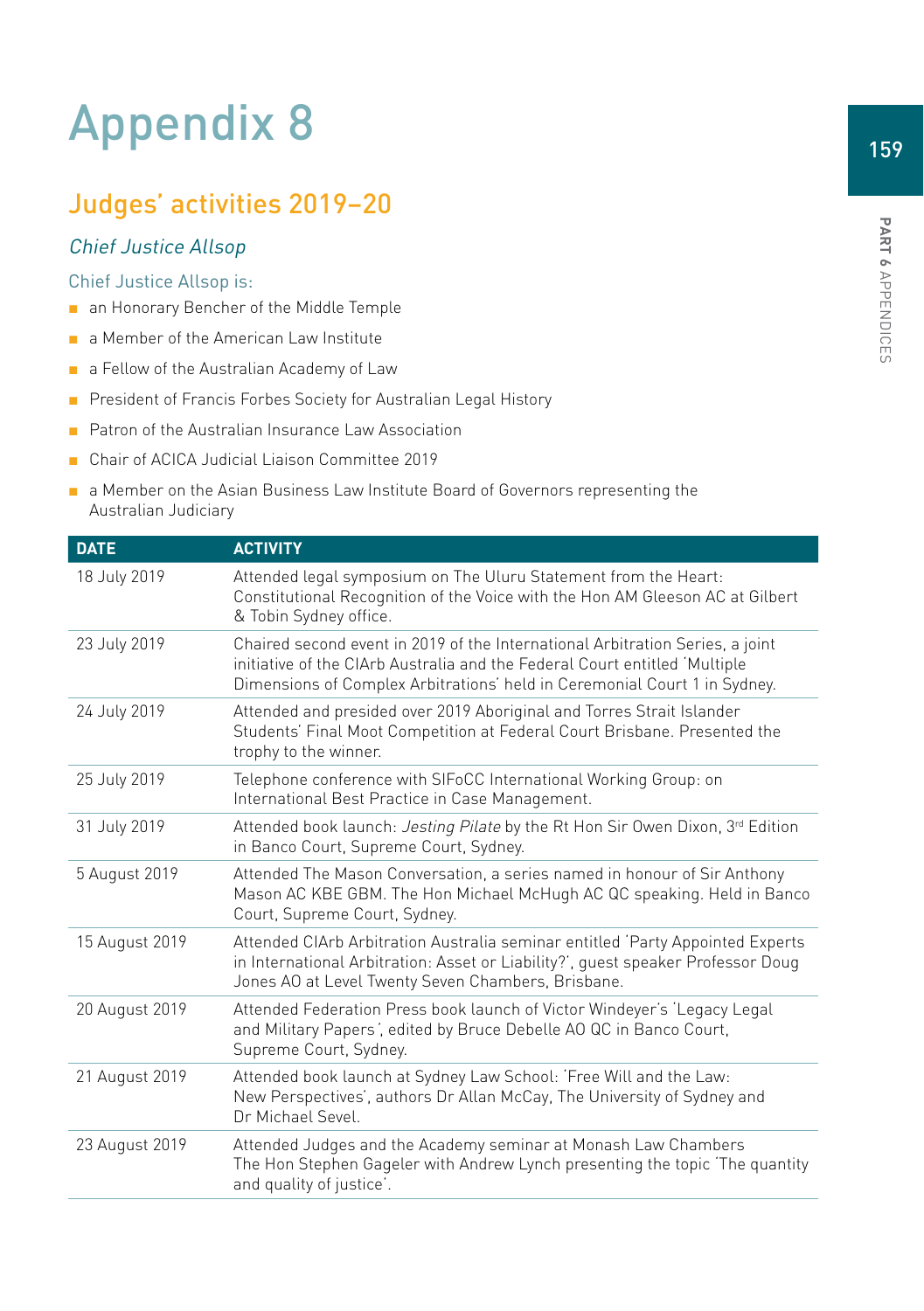# Appendix 8

## Judges' activities 2019–20

### *Chief Justice Allsop*

Chief Justice Allsop is:

- an Honorary Bencher of the Middle Temple
- a Member of the American Law Institute
- a Fellow of the Australian Academy of Law
- President of Francis Forbes Society for Australian Legal History
- Patron of the Australian Insurance Law Association
- Chair of ACICA Judicial Liaison Committee 2019
- a Member on the Asian Business Law Institute Board of Governors representing the Australian Judiciary

| DATE | ACTIVITY |
|---|---|
| 18 July 2019 | Attended legal symposium on The Uluru Statement from the Heart: Constitutional Recognition of the Voice with the Hon AM Gleeson AC at Gilbert & Tobin Sydney office. |
| 23 July 2019 | Chaired second event in 2019 of the International Arbitration Series, a joint initiative of the CIArb Australia and the Federal Court entitled 'Multiple Dimensions of Complex Arbitrations' held in Ceremonial Court 1 in Sydney. |
| 24 July 2019 | Attended and presided over 2019 Aboriginal and Torres Strait Islander Students' Final Moot Competition at Federal Court Brisbane. Presented the trophy to the winner. |
| 25 July 2019 | Telephone conference with SIFoCC International Working Group: on International Best Practice in Case Management. |
| 31 July 2019 | Attended book launch: *Jesting Pilate* by the Rt Hon Sir Owen Dixon, 3rd Edition in Banco Court, Supreme Court, Sydney. |
| 5 August 2019 | Attended The Mason Conversation, a series named in honour of Sir Anthony Mason AC KBE GBM. The Hon Michael McHugh AC QC speaking. Held in Banco Court, Supreme Court, Sydney. |
| 15 August 2019 | Attended CIArb Arbitration Australia seminar entitled 'Party Appointed Experts in International Arbitration: Asset or Liability?', guest speaker Professor Doug Jones AO at Level Twenty Seven Chambers, Brisbane. |
| 20 August 2019 | Attended Federation Press book launch of Victor Windeyer's 'Legacy Legal and Military Papers', edited by Bruce Debelle AO QC in Banco Court, Supreme Court, Sydney. |
| 21 August 2019 | Attended book launch at Sydney Law School: 'Free Will and the Law: New Perspectives', authors Dr Allan McCay, The University of Sydney and Dr Michael Sevel. |
| 23 August 2019 | Attended Judges and the Academy seminar at Monash Law Chambers The Hon Stephen Gageler with Andrew Lynch presenting the topic 'The quantity and quality of justice'. |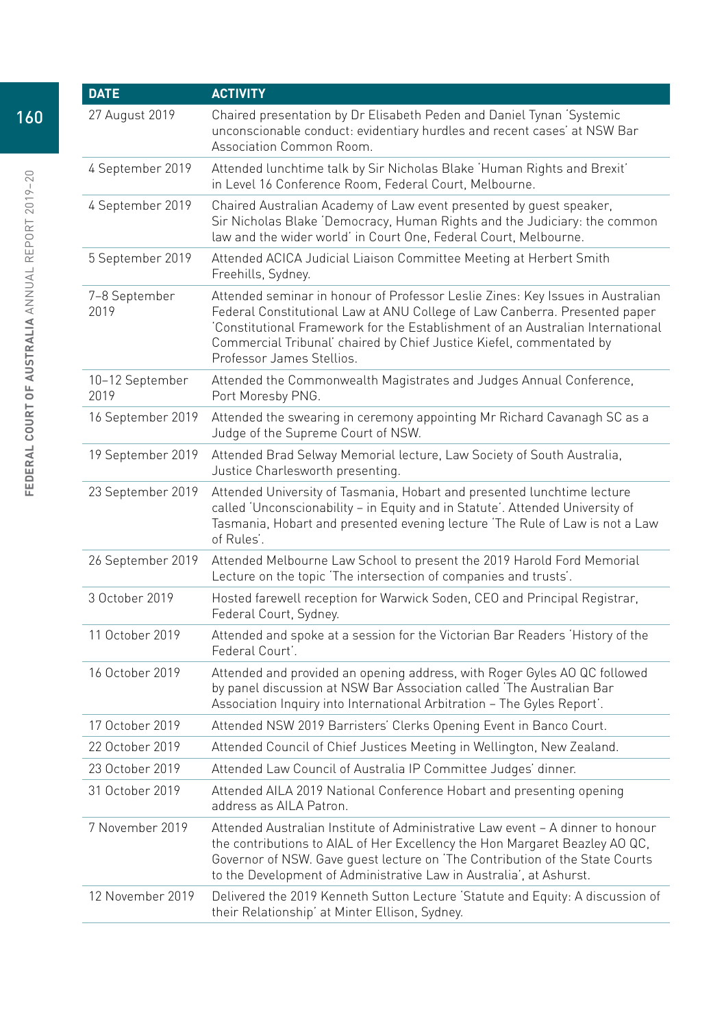| DATE | ACTIVITY |
|---|---|
| 27 August 2019 | Chaired presentation by Dr Elisabeth Peden and Daniel Tynan 'Systemic unconscionable conduct: evidentiary hurdles and recent cases' at NSW Bar Association Common Room. |
| 4 September 2019 | Attended lunchtime talk by Sir Nicholas Blake 'Human Rights and Brexit' in Level 16 Conference Room, Federal Court, Melbourne. |
| 4 September 2019 | Chaired Australian Academy of Law event presented by guest speaker, Sir Nicholas Blake 'Democracy, Human Rights and the Judiciary: the common law and the wider world' in Court One, Federal Court, Melbourne. |
| 5 September 2019 | Attended ACICA Judicial Liaison Committee Meeting at Herbert Smith Freehills, Sydney. |
| 7–8 September 2019 | Attended seminar in honour of Professor Leslie Zines: Key Issues in Australian Federal Constitutional Law at ANU College of Law Canberra. Presented paper 'Constitutional Framework for the Establishment of an Australian International Commercial Tribunal' chaired by Chief Justice Kiefel, commentated by Professor James Stellios. |
| 10–12 September 2019 | Attended the Commonwealth Magistrates and Judges Annual Conference, Port Moresby PNG. |
| 16 September 2019 | Attended the swearing in ceremony appointing Mr Richard Cavanagh SC as a Judge of the Supreme Court of NSW. |
| 19 September 2019 | Attended Brad Selway Memorial lecture, Law Society of South Australia, Justice Charlesworth presenting. |
| 23 September 2019 | Attended University of Tasmania, Hobart and presented lunchtime lecture called 'Unconscionability – in Equity and in Statute'. Attended University of Tasmania, Hobart and presented evening lecture 'The Rule of Law is not a Law of Rules'. |
| 26 September 2019 | Attended Melbourne Law School to present the 2019 Harold Ford Memorial Lecture on the topic 'The intersection of companies and trusts'. |
| 3 October 2019 | Hosted farewell reception for Warwick Soden, CEO and Principal Registrar, Federal Court, Sydney. |
| 11 October 2019 | Attended and spoke at a session for the Victorian Bar Readers 'History of the Federal Court'. |
| 16 October 2019 | Attended and provided an opening address, with Roger Gyles AO QC followed by panel discussion at NSW Bar Association called 'The Australian Bar Association Inquiry into International Arbitration – The Gyles Report'. |
| 17 October 2019 | Attended NSW 2019 Barristers' Clerks Opening Event in Banco Court. |
| 22 October 2019 | Attended Council of Chief Justices Meeting in Wellington, New Zealand. |
| 23 October 2019 | Attended Law Council of Australia IP Committee Judges' dinner. |
| 31 October 2019 | Attended AILA 2019 National Conference Hobart and presenting opening address as AILA Patron. |
| 7 November 2019 | Attended Australian Institute of Administrative Law event – A dinner to honour the contributions to AIAL of Her Excellency the Hon Margaret Beazley AO QC, Governor of NSW. Gave guest lecture on 'The Contribution of the State Courts to the Development of Administrative Law in Australia', at Ashurst. |
| 12 November 2019 | Delivered the 2019 Kenneth Sutton Lecture 'Statute and Equity: A discussion of their Relationship' at Minter Ellison, Sydney. |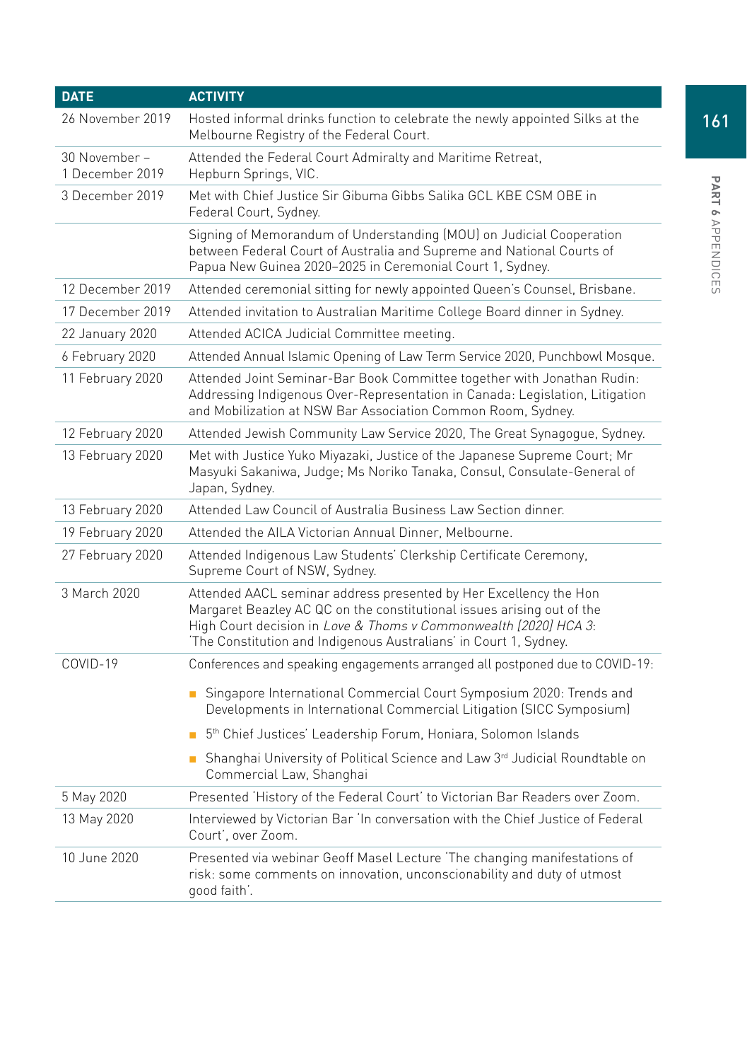| DATE | ACTIVITY |
|---|---|
| 26 November 2019 | Hosted informal drinks function to celebrate the newly appointed Silks at the Melbourne Registry of the Federal Court. |
| 30 November – 1 December 2019 | Attended the Federal Court Admiralty and Maritime Retreat, Hepburn Springs, VIC. |
| 3 December 2019 | Met with Chief Justice Sir Gibuma Gibbs Salika GCL KBE CSM OBE in Federal Court, Sydney. |
| | Signing of Memorandum of Understanding (MOU) on Judicial Cooperation between Federal Court of Australia and Supreme and National Courts of Papua New Guinea 2020–2025 in Ceremonial Court 1, Sydney. |
| 12 December 2019 | Attended ceremonial sitting for newly appointed Queen's Counsel, Brisbane. |
| 17 December 2019 | Attended invitation to Australian Maritime College Board dinner in Sydney. |
| 22 January 2020 | Attended ACICA Judicial Committee meeting. |
| 6 February 2020 | Attended Annual Islamic Opening of Law Term Service 2020, Punchbowl Mosque. |
| 11 February 2020 | Attended Joint Seminar-Bar Book Committee together with Jonathan Rudin: Addressing Indigenous Over-Representation in Canada: Legislation, Litigation and Mobilization at NSW Bar Association Common Room, Sydney. |
| 12 February 2020 | Attended Jewish Community Law Service 2020, The Great Synagogue, Sydney. |
| 13 February 2020 | Met with Justice Yuko Miyazaki, Justice of the Japanese Supreme Court; Mr Masyuki Sakaniwa, Judge; Ms Noriko Tanaka, Consul, Consulate-General of Japan, Sydney. |
| 13 February 2020 | Attended Law Council of Australia Business Law Section dinner. |
| 19 February 2020 | Attended the AILA Victorian Annual Dinner, Melbourne. |
| 27 February 2020 | Attended Indigenous Law Students' Clerkship Certificate Ceremony, Supreme Court of NSW, Sydney. |
| 3 March 2020 | Attended AACL seminar address presented by Her Excellency the Hon Margaret Beazley AC QC on the constitutional issues arising out of the High Court decision in *Love & Thoms v Commonwealth [2020] HCA 3*: 'The Constitution and Indigenous Australians' in Court 1, Sydney. |
| COVID-19 | Conferences and speaking engagements arranged all postponed due to COVID-19:<br>▪ Singapore International Commercial Court Symposium 2020: Trends and Developments in International Commercial Litigation (SICC Symposium)<br>▪ 5th Chief Justices' Leadership Forum, Honiara, Solomon Islands<br>▪ Shanghai University of Political Science and Law 3rd Judicial Roundtable on Commercial Law, Shanghai |
| 5 May 2020 | Presented 'History of the Federal Court' to Victorian Bar Readers over Zoom. |
| 13 May 2020 | Interviewed by Victorian Bar 'In conversation with the Chief Justice of Federal Court', over Zoom. |
| 10 June 2020 | Presented via webinar Geoff Masel Lecture 'The changing manifestations of risk: some comments on innovation, unconscionability and duty of utmost good faith'. |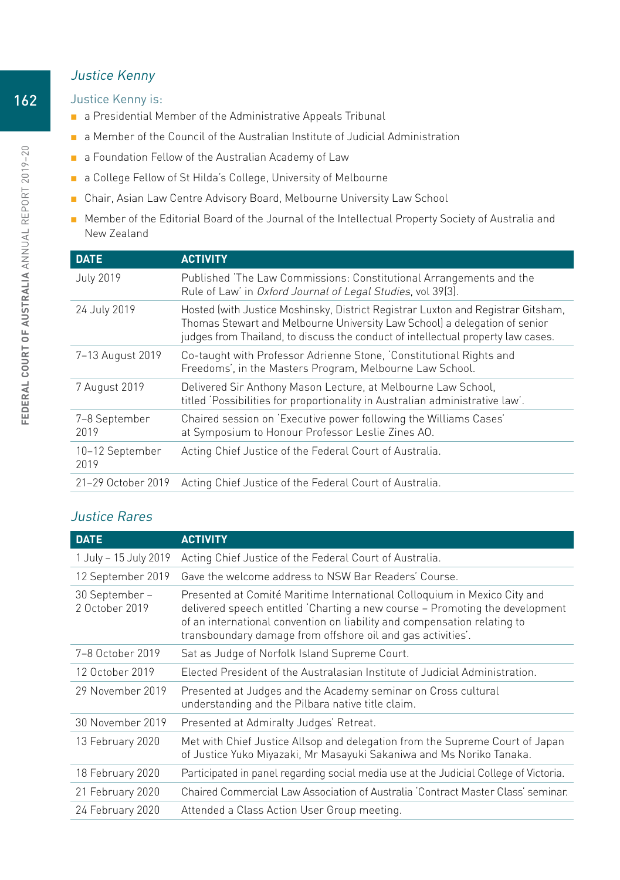## *Justice Kenny*

Justice Kenny is:

- a Presidential Member of the Administrative Appeals Tribunal
- a Member of the Council of the Australian Institute of Judicial Administration
- a Foundation Fellow of the Australian Academy of Law
- a College Fellow of St Hilda's College, University of Melbourne
- Chair, Asian Law Centre Advisory Board, Melbourne University Law School
- Member of the Editorial Board of the Journal of the Intellectual Property Society of Australia and New Zealand

| DATE | ACTIVITY |
|---|---|
| July 2019 | Published 'The Law Commissions: Constitutional Arrangements and the Rule of Law' in *Oxford Journal of Legal Studies*, vol 39(3). |
| 24 July 2019 | Hosted (with Justice Moshinsky, District Registrar Luxton and Registrar Gitsham, Thomas Stewart and Melbourne University Law School) a delegation of senior judges from Thailand, to discuss the conduct of intellectual property law cases. |
| 7–13 August 2019 | Co-taught with Professor Adrienne Stone, 'Constitutional Rights and Freedoms', in the Masters Program, Melbourne Law School. |
| 7 August 2019 | Delivered Sir Anthony Mason Lecture, at Melbourne Law School, titled 'Possibilities for proportionality in Australian administrative law'. |
| 7–8 September 2019 | Chaired session on 'Executive power following the Williams Cases' at Symposium to Honour Professor Leslie Zines AO. |
| 10–12 September 2019 | Acting Chief Justice of the Federal Court of Australia. |
| 21–29 October 2019 | Acting Chief Justice of the Federal Court of Australia. |

## *Justice Rares*

| DATE | ACTIVITY |
|---|---|
| 1 July – 15 July 2019 | Acting Chief Justice of the Federal Court of Australia. |
| 12 September 2019 | Gave the welcome address to NSW Bar Readers' Course. |
| 30 September – 2 October 2019 | Presented at Comité Maritime International Colloquium in Mexico City and delivered speech entitled 'Charting a new course – Promoting the development of an international convention on liability and compensation relating to transboundary damage from offshore oil and gas activities'. |
| 7–8 October 2019 | Sat as Judge of Norfolk Island Supreme Court. |
| 12 October 2019 | Elected President of the Australasian Institute of Judicial Administration. |
| 29 November 2019 | Presented at Judges and the Academy seminar on Cross cultural understanding and the Pilbara native title claim. |
| 30 November 2019 | Presented at Admiralty Judges' Retreat. |
| 13 February 2020 | Met with Chief Justice Allsop and delegation from the Supreme Court of Japan of Justice Yuko Miyazaki, Mr Masayuki Sakaniwa and Ms Noriko Tanaka. |
| 18 February 2020 | Participated in panel regarding social media use at the Judicial College of Victoria. |
| 21 February 2020 | Chaired Commercial Law Association of Australia 'Contract Master Class' seminar. |
| 24 February 2020 | Attended a Class Action User Group meeting. |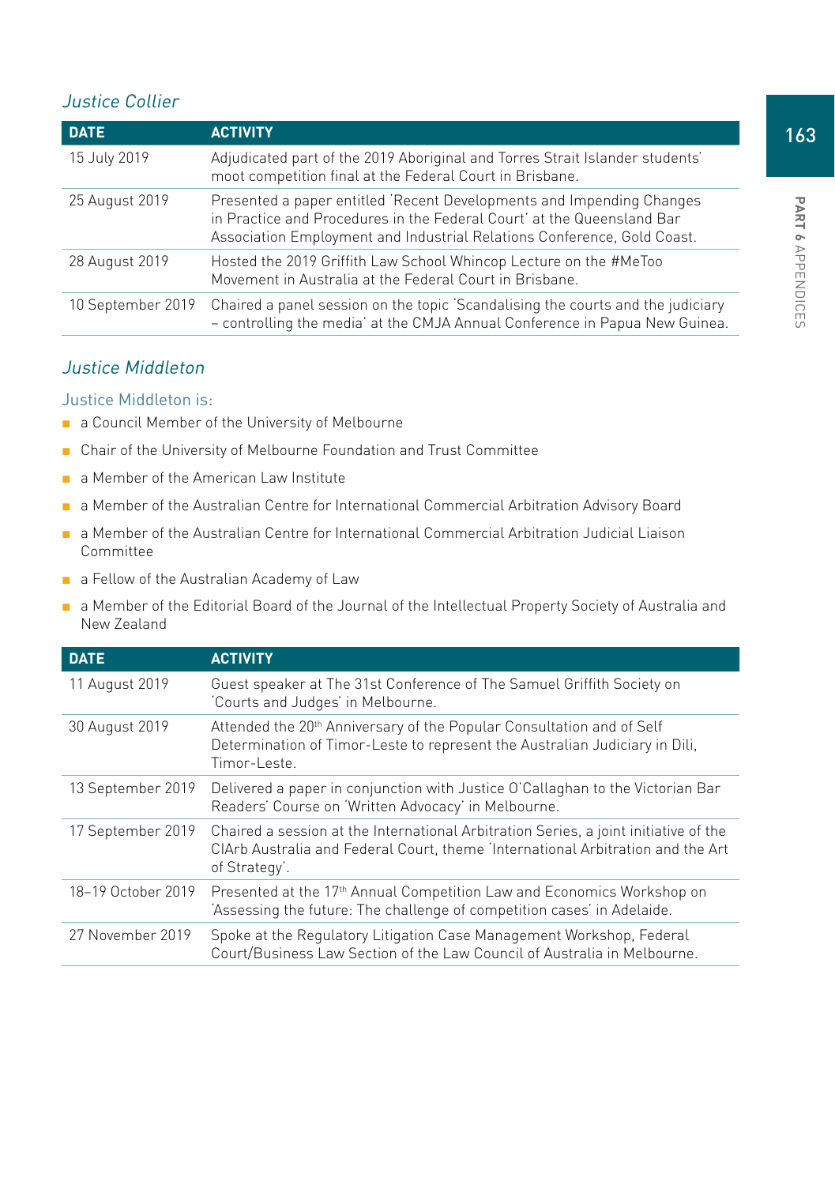### *Justice Collier*

| DATE | ACTIVITY |
|---|---|
| 15 July 2019 | Adjudicated part of the 2019 Aboriginal and Torres Strait Islander students' moot competition final at the Federal Court in Brisbane. |
| 25 August 2019 | Presented a paper entitled 'Recent Developments and Impending Changes in Practice and Procedures in the Federal Court' at the Queensland Bar Association Employment and Industrial Relations Conference, Gold Coast. |
| 28 August 2019 | Hosted the 2019 Griffith Law School Whincop Lecture on the #MeToo Movement in Australia at the Federal Court in Brisbane. |
| 10 September 2019 | Chaired a panel session on the topic 'Scandalising the courts and the judiciary – controlling the media' at the CMJA Annual Conference in Papua New Guinea. |

### *Justice Middleton*

Justice Middleton is:

- a Council Member of the University of Melbourne
- Chair of the University of Melbourne Foundation and Trust Committee
- a Member of the American Law Institute
- a Member of the Australian Centre for International Commercial Arbitration Advisory Board
- a Member of the Australian Centre for International Commercial Arbitration Judicial Liaison Committee
- a Fellow of the Australian Academy of Law
- a Member of the Editorial Board of the Journal of the Intellectual Property Society of Australia and New Zealand

| DATE | ACTIVITY |
|---|---|
| 11 August 2019 | Guest speaker at The 31st Conference of The Samuel Griffith Society on 'Courts and Judges' in Melbourne. |
| 30 August 2019 | Attended the 20th Anniversary of the Popular Consultation and of Self Determination of Timor-Leste to represent the Australian Judiciary in Dili, Timor-Leste. |
| 13 September 2019 | Delivered a paper in conjunction with Justice O'Callaghan to the Victorian Bar Readers' Course on 'Written Advocacy' in Melbourne. |
| 17 September 2019 | Chaired a session at the International Arbitration Series, a joint initiative of the CIArb Australia and Federal Court, theme 'International Arbitration and the Art of Strategy'. |
| 18–19 October 2019 | Presented at the 17th Annual Competition Law and Economics Workshop on 'Assessing the future: The challenge of competition cases' in Adelaide. |
| 27 November 2019 | Spoke at the Regulatory Litigation Case Management Workshop, Federal Court/Business Law Section of the Law Council of Australia in Melbourne. |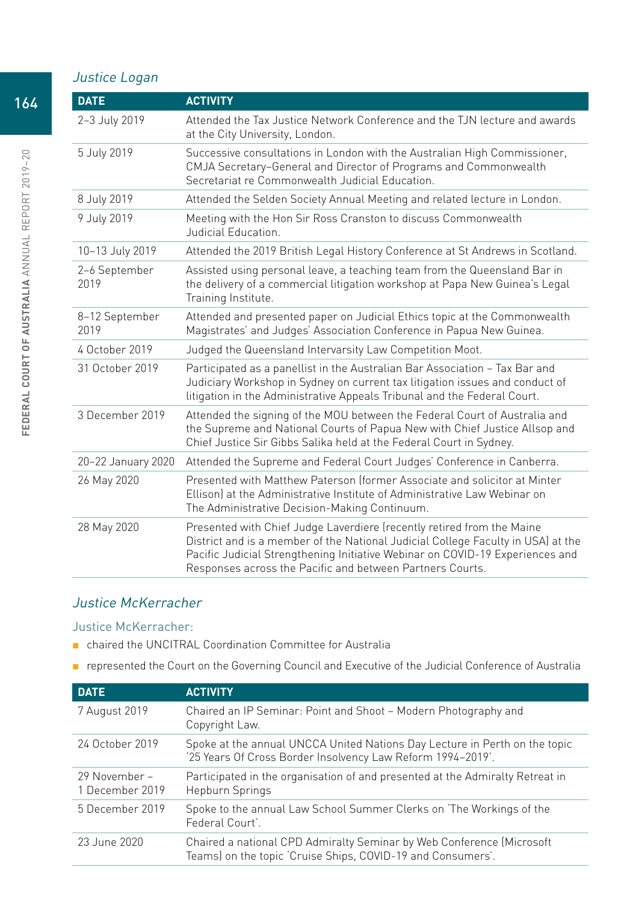### *Justice Logan*

| DATE | ACTIVITY |
| --- | --- |
| 2–3 July 2019 | Attended the Tax Justice Network Conference and the TJN lecture and awards at the City University, London. |
| 5 July 2019 | Successive consultations in London with the Australian High Commissioner, CMJA Secretary-General and Director of Programs and Commonwealth Secretariat re Commonwealth Judicial Education. |
| 8 July 2019 | Attended the Selden Society Annual Meeting and related lecture in London. |
| 9 July 2019 | Meeting with the Hon Sir Ross Cranston to discuss Commonwealth Judicial Education. |
| 10–13 July 2019 | Attended the 2019 British Legal History Conference at St Andrews in Scotland. |
| 2–6 September 2019 | Assisted using personal leave, a teaching team from the Queensland Bar in the delivery of a commercial litigation workshop at Papa New Guinea's Legal Training Institute. |
| 8–12 September 2019 | Attended and presented paper on Judicial Ethics topic at the Commonwealth Magistrates' and Judges' Association Conference in Papua New Guinea. |
| 4 October 2019 | Judged the Queensland Intervarsity Law Competition Moot. |
| 31 October 2019 | Participated as a panellist in the Australian Bar Association – Tax Bar and Judiciary Workshop in Sydney on current tax litigation issues and conduct of litigation in the Administrative Appeals Tribunal and the Federal Court. |
| 3 December 2019 | Attended the signing of the MOU between the Federal Court of Australia and the Supreme and National Courts of Papua New with Chief Justice Allsop and Chief Justice Sir Gibbs Salika held at the Federal Court in Sydney. |
| 20–22 January 2020 | Attended the Supreme and Federal Court Judges' Conference in Canberra. |
| 26 May 2020 | Presented with Matthew Paterson (former Associate and solicitor at Minter Ellison) at the Administrative Institute of Administrative Law Webinar on The Administrative Decision-Making Continuum. |
| 28 May 2020 | Presented with Chief Judge Laverdiere (recently retired from the Maine District and is a member of the National Judicial College Faculty in USA) at the Pacific Judicial Strengthening Initiative Webinar on COVID-19 Experiences and Responses across the Pacific and between Partners Courts. |

### *Justice McKerracher*

Justice McKerracher:

- chaired the UNCITRAL Coordination Committee for Australia
- represented the Court on the Governing Council and Executive of the Judicial Conference of Australia

| DATE | ACTIVITY |
| --- | --- |
| 7 August 2019 | Chaired an IP Seminar: Point and Shoot – Modern Photography and Copyright Law. |
| 24 October 2019 | Spoke at the annual UNCCA United Nations Day Lecture in Perth on the topic '25 Years Of Cross Border Insolvency Law Reform 1994–2019'. |
| 29 November – 1 December 2019 | Participated in the organisation of and presented at the Admiralty Retreat in Hepburn Springs |
| 5 December 2019 | Spoke to the annual Law School Summer Clerks on 'The Workings of the Federal Court'. |
| 23 June 2020 | Chaired a national CPD Admiralty Seminar by Web Conference (Microsoft Teams) on the topic 'Cruise Ships, COVID-19 and Consumers'. |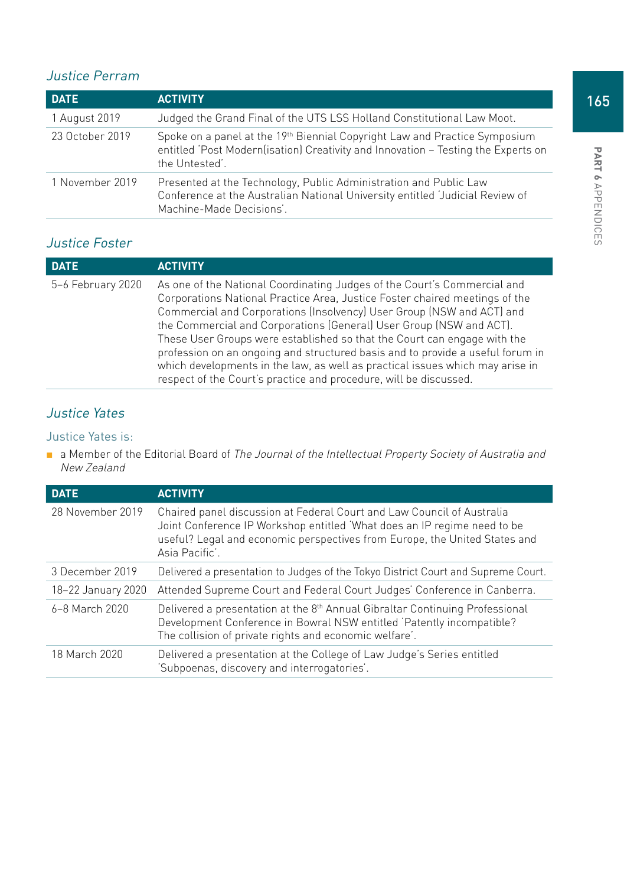### *Justice Perram*

| DATE | ACTIVITY |
|---|---|
| 1 August 2019 | Judged the Grand Final of the UTS LSS Holland Constitutional Law Moot. |
| 23 October 2019 | Spoke on a panel at the 19th Biennial Copyright Law and Practice Symposium entitled 'Post Modern(isation) Creativity and Innovation – Testing the Experts on the Untested'. |
| 1 November 2019 | Presented at the Technology, Public Administration and Public Law Conference at the Australian National University entitled 'Judicial Review of Machine-Made Decisions'. |

### *Justice Foster*

| DATE | ACTIVITY |
|---|---|
| 5–6 February 2020 | As one of the National Coordinating Judges of the Court's Commercial and Corporations National Practice Area, Justice Foster chaired meetings of the Commercial and Corporations (Insolvency) User Group (NSW and ACT) and the Commercial and Corporations (General) User Group (NSW and ACT). These User Groups were established so that the Court can engage with the profession on an ongoing and structured basis and to provide a useful forum in which developments in the law, as well as practical issues which may arise in respect of the Court's practice and procedure, will be discussed. |

### *Justice Yates*

Justice Yates is:

- a Member of the Editorial Board of *The Journal of the Intellectual Property Society of Australia and New Zealand*

| DATE | ACTIVITY |
|---|---|
| 28 November 2019 | Chaired panel discussion at Federal Court and Law Council of Australia Joint Conference IP Workshop entitled 'What does an IP regime need to be useful? Legal and economic perspectives from Europe, the United States and Asia Pacific'. |
| 3 December 2019 | Delivered a presentation to Judges of the Tokyo District Court and Supreme Court. |
| 18–22 January 2020 | Attended Supreme Court and Federal Court Judges' Conference in Canberra. |
| 6–8 March 2020 | Delivered a presentation at the 8th Annual Gibraltar Continuing Professional Development Conference in Bowral NSW entitled 'Patently incompatible? The collision of private rights and economic welfare'. |
| 18 March 2020 | Delivered a presentation at the College of Law Judge's Series entitled 'Subpoenas, discovery and interrogatories'. |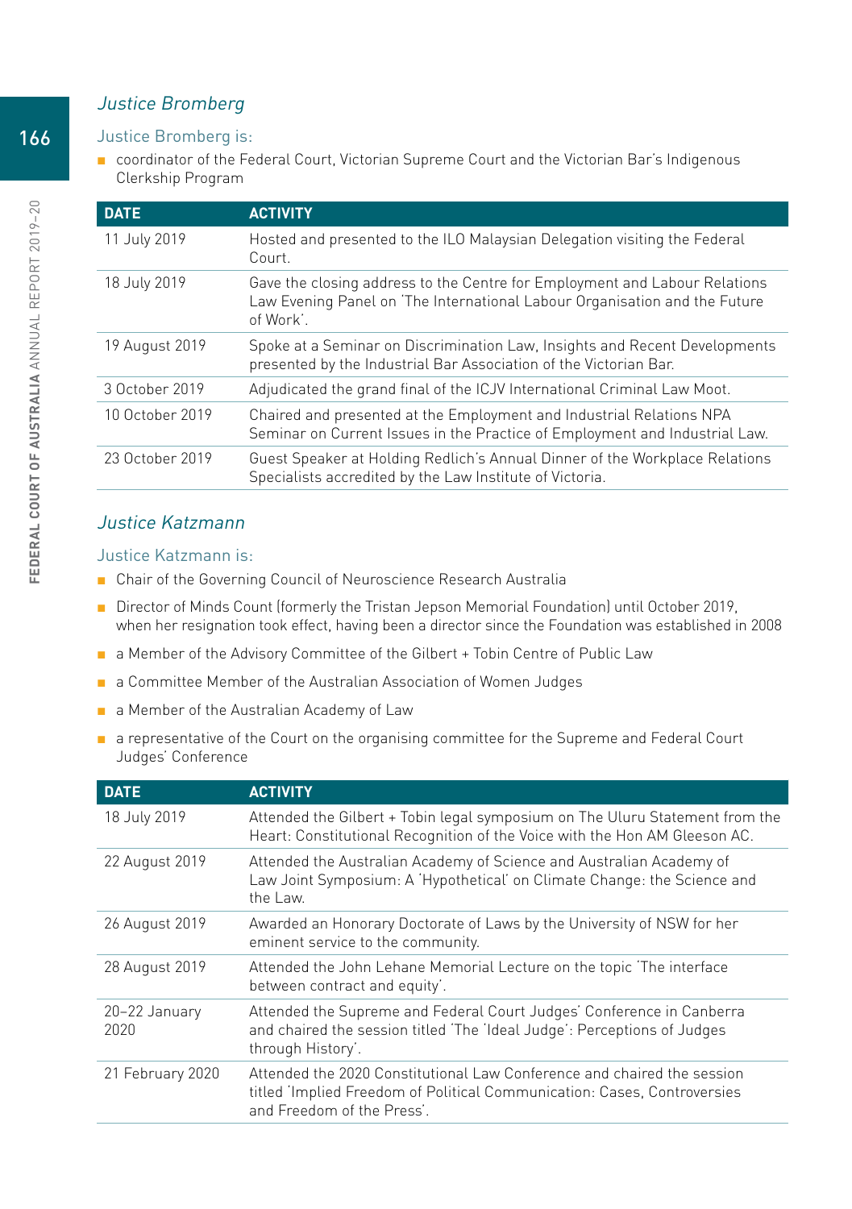## *Justice Bromberg*

Justice Bromberg is:

- coordinator of the Federal Court, Victorian Supreme Court and the Victorian Bar's Indigenous Clerkship Program

| DATE | ACTIVITY |
|---|---|
| 11 July 2019 | Hosted and presented to the ILO Malaysian Delegation visiting the Federal Court. |
| 18 July 2019 | Gave the closing address to the Centre for Employment and Labour Relations Law Evening Panel on 'The International Labour Organisation and the Future of Work'. |
| 19 August 2019 | Spoke at a Seminar on Discrimination Law, Insights and Recent Developments presented by the Industrial Bar Association of the Victorian Bar. |
| 3 October 2019 | Adjudicated the grand final of the ICJV International Criminal Law Moot. |
| 10 October 2019 | Chaired and presented at the Employment and Industrial Relations NPA Seminar on Current Issues in the Practice of Employment and Industrial Law. |
| 23 October 2019 | Guest Speaker at Holding Redlich's Annual Dinner of the Workplace Relations Specialists accredited by the Law Institute of Victoria. |

## *Justice Katzmann*

Justice Katzmann is:

- Chair of the Governing Council of Neuroscience Research Australia
- Director of Minds Count (formerly the Tristan Jepson Memorial Foundation) until October 2019, when her resignation took effect, having been a director since the Foundation was established in 2008
- a Member of the Advisory Committee of the Gilbert + Tobin Centre of Public Law
- a Committee Member of the Australian Association of Women Judges
- a Member of the Australian Academy of Law
- a representative of the Court on the organising committee for the Supreme and Federal Court Judges' Conference

| DATE | ACTIVITY |
|---|---|
| 18 July 2019 | Attended the Gilbert + Tobin legal symposium on The Uluru Statement from the Heart: Constitutional Recognition of the Voice with the Hon AM Gleeson AC. |
| 22 August 2019 | Attended the Australian Academy of Science and Australian Academy of Law Joint Symposium: A 'Hypothetical' on Climate Change: the Science and the Law. |
| 26 August 2019 | Awarded an Honorary Doctorate of Laws by the University of NSW for her eminent service to the community. |
| 28 August 2019 | Attended the John Lehane Memorial Lecture on the topic 'The interface between contract and equity'. |
| 20–22 January 2020 | Attended the Supreme and Federal Court Judges' Conference in Canberra and chaired the session titled 'The 'Ideal Judge': Perceptions of Judges through History'. |
| 21 February 2020 | Attended the 2020 Constitutional Law Conference and chaired the session titled 'Implied Freedom of Political Communication: Cases, Controversies and Freedom of the Press'. |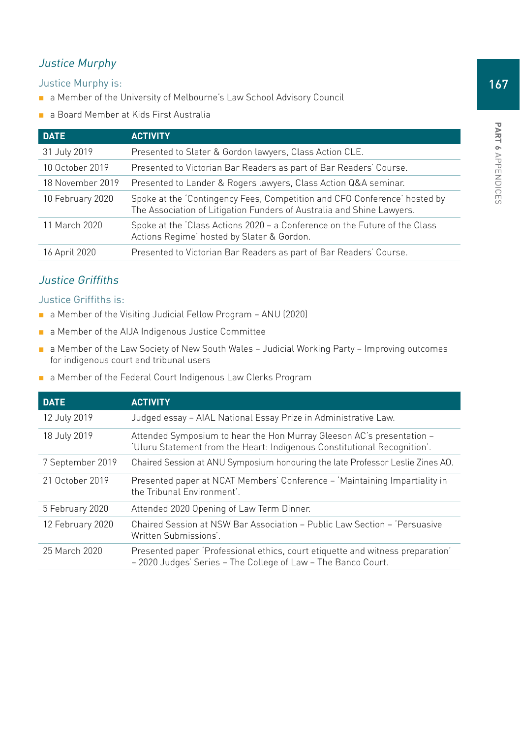### *Justice Murphy*

Justice Murphy is:

- a Member of the University of Melbourne's Law School Advisory Council
- a Board Member at Kids First Australia

| DATE | ACTIVITY |
|---|---|
| 31 July 2019 | Presented to Slater & Gordon lawyers, Class Action CLE. |
| 10 October 2019 | Presented to Victorian Bar Readers as part of Bar Readers' Course. |
| 18 November 2019 | Presented to Lander & Rogers lawyers, Class Action Q&A seminar. |
| 10 February 2020 | Spoke at the 'Contingency Fees, Competition and CFO Conference' hosted by The Association of Litigation Funders of Australia and Shine Lawyers. |
| 11 March 2020 | Spoke at the 'Class Actions 2020 – a Conference on the Future of the Class Actions Regime' hosted by Slater & Gordon. |
| 16 April 2020 | Presented to Victorian Bar Readers as part of Bar Readers' Course. |

### *Justice Griffiths*

Justice Griffiths is:

- a Member of the Visiting Judicial Fellow Program – ANU (2020)
- a Member of the AIJA Indigenous Justice Committee
- a Member of the Law Society of New South Wales – Judicial Working Party – Improving outcomes for indigenous court and tribunal users
- a Member of the Federal Court Indigenous Law Clerks Program

| DATE | ACTIVITY |
|---|---|
| 12 July 2019 | Judged essay – AIAL National Essay Prize in Administrative Law. |
| 18 July 2019 | Attended Symposium to hear the Hon Murray Gleeson AC's presentation – 'Uluru Statement from the Heart: Indigenous Constitutional Recognition'. |
| 7 September 2019 | Chaired Session at ANU Symposium honouring the late Professor Leslie Zines AO. |
| 21 October 2019 | Presented paper at NCAT Members' Conference – 'Maintaining Impartiality in the Tribunal Environment'. |
| 5 February 2020 | Attended 2020 Opening of Law Term Dinner. |
| 12 February 2020 | Chaired Session at NSW Bar Association – Public Law Section – 'Persuasive Written Submissions'. |
| 25 March 2020 | Presented paper 'Professional ethics, court etiquette and witness preparation' – 2020 Judges' Series – The College of Law – The Banco Court. |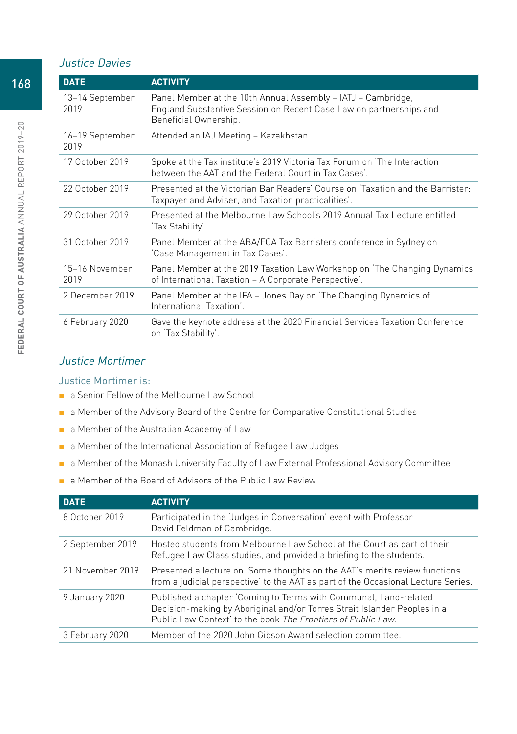### *Justice Davies*

| DATE | ACTIVITY |
|---|---|
| 13–14 September 2019 | Panel Member at the 10th Annual Assembly – IATJ – Cambridge, England Substantive Session on Recent Case Law on partnerships and Beneficial Ownership. |
| 16–19 September 2019 | Attended an IAJ Meeting – Kazakhstan. |
| 17 October 2019 | Spoke at the Tax institute's 2019 Victoria Tax Forum on 'The Interaction between the AAT and the Federal Court in Tax Cases'. |
| 22 October 2019 | Presented at the Victorian Bar Readers' Course on 'Taxation and the Barrister: Taxpayer and Adviser, and Taxation practicalities'. |
| 29 October 2019 | Presented at the Melbourne Law School's 2019 Annual Tax Lecture entitled 'Tax Stability'. |
| 31 October 2019 | Panel Member at the ABA/FCA Tax Barristers conference in Sydney on 'Case Management in Tax Cases'. |
| 15–16 November 2019 | Panel Member at the 2019 Taxation Law Workshop on 'The Changing Dynamics of International Taxation – A Corporate Perspective'. |
| 2 December 2019 | Panel Member at the IFA – Jones Day on 'The Changing Dynamics of International Taxation'. |
| 6 February 2020 | Gave the keynote address at the 2020 Financial Services Taxation Conference on 'Tax Stability'. |

### *Justice Mortimer*

Justice Mortimer is:

- a Senior Fellow of the Melbourne Law School
- a Member of the Advisory Board of the Centre for Comparative Constitutional Studies
- a Member of the Australian Academy of Law
- a Member of the International Association of Refugee Law Judges
- a Member of the Monash University Faculty of Law External Professional Advisory Committee
- a Member of the Board of Advisors of the Public Law Review

| DATE | ACTIVITY |
|---|---|
| 8 October 2019 | Participated in the 'Judges in Conversation' event with Professor David Feldman of Cambridge. |
| 2 September 2019 | Hosted students from Melbourne Law School at the Court as part of their Refugee Law Class studies, and provided a briefing to the students. |
| 21 November 2019 | Presented a lecture on 'Some thoughts on the AAT's merits review functions from a judicial perspective' to the AAT as part of the Occasional Lecture Series. |
| 9 January 2020 | Published a chapter 'Coming to Terms with Communal, Land-related Decision-making by Aboriginal and/or Torres Strait Islander Peoples in a Public Law Context' to the book *The Frontiers of Public Law*. |
| 3 February 2020 | Member of the 2020 John Gibson Award selection committee. |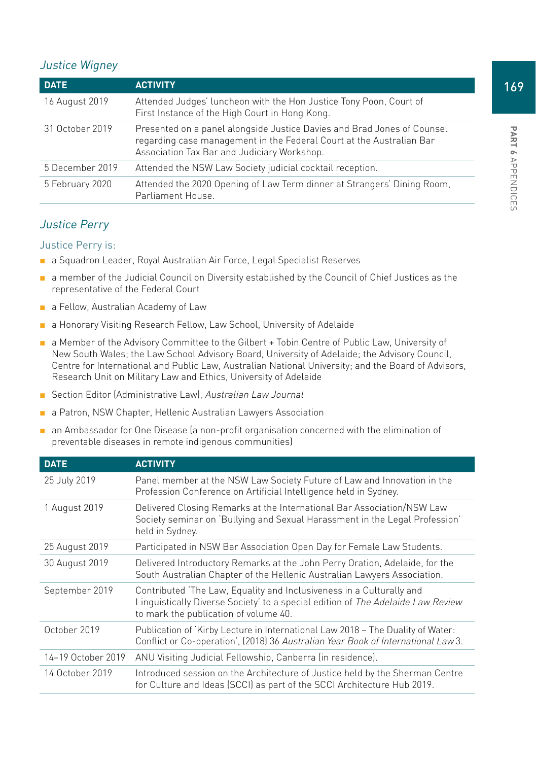### *Justice Wigney*

| DATE | ACTIVITY |
| --- | --- |
| 16 August 2019 | Attended Judges' luncheon with the Hon Justice Tony Poon, Court of First Instance of the High Court in Hong Kong. |
| 31 October 2019 | Presented on a panel alongside Justice Davies and Brad Jones of Counsel regarding case management in the Federal Court at the Australian Bar Association Tax Bar and Judiciary Workshop. |
| 5 December 2019 | Attended the NSW Law Society judicial cocktail reception. |
| 5 February 2020 | Attended the 2020 Opening of Law Term dinner at Strangers' Dining Room, Parliament House. |

### *Justice Perry*

Justice Perry is:

- a Squadron Leader, Royal Australian Air Force, Legal Specialist Reserves
- a member of the Judicial Council on Diversity established by the Council of Chief Justices as the representative of the Federal Court
- a Fellow, Australian Academy of Law
- a Honorary Visiting Research Fellow, Law School, University of Adelaide
- a Member of the Advisory Committee to the Gilbert + Tobin Centre of Public Law, University of New South Wales; the Law School Advisory Board, University of Adelaide; the Advisory Council, Centre for International and Public Law, Australian National University; and the Board of Advisors, Research Unit on Military Law and Ethics, University of Adelaide
- Section Editor (Administrative Law), *Australian Law Journal*
- a Patron, NSW Chapter, Hellenic Australian Lawyers Association
- an Ambassador for One Disease (a non-profit organisation concerned with the elimination of preventable diseases in remote indigenous communities)

| DATE | ACTIVITY |
| --- | --- |
| 25 July 2019 | Panel member at the NSW Law Society Future of Law and Innovation in the Profession Conference on Artificial Intelligence held in Sydney. |
| 1 August 2019 | Delivered Closing Remarks at the International Bar Association/NSW Law Society seminar on 'Bullying and Sexual Harassment in the Legal Profession' held in Sydney. |
| 25 August 2019 | Participated in NSW Bar Association Open Day for Female Law Students. |
| 30 August 2019 | Delivered Introductory Remarks at the John Perry Oration, Adelaide, for the South Australian Chapter of the Hellenic Australian Lawyers Association. |
| September 2019 | Contributed 'The Law, Equality and Inclusiveness in a Culturally and Linguistically Diverse Society' to a special edition of *The Adelaide Law Review* to mark the publication of volume 40. |
| October 2019 | Publication of 'Kirby Lecture in International Law 2018 – The Duality of Water: Conflict or Co-operation', (2018) 36 *Australian Year Book of International Law* 3. |
| 14–19 October 2019 | ANU Visiting Judicial Fellowship, Canberra (in residence). |
| 14 October 2019 | Introduced session on the Architecture of Justice held by the Sherman Centre for Culture and Ideas (SCCI) as part of the SCCI Architecture Hub 2019. |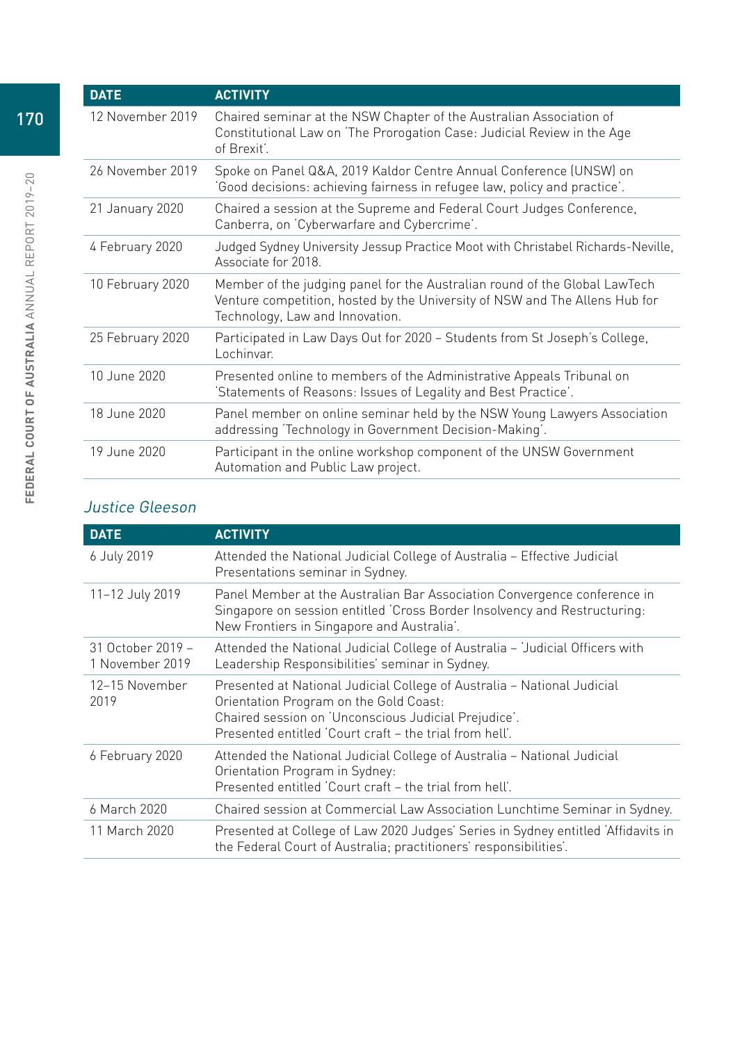| DATE | ACTIVITY |
|---|---|
| 12 November 2019 | Chaired seminar at the NSW Chapter of the Australian Association of Constitutional Law on 'The Prorogation Case: Judicial Review in the Age of Brexit'. |
| 26 November 2019 | Spoke on Panel Q&A, 2019 Kaldor Centre Annual Conference (UNSW) on 'Good decisions: achieving fairness in refugee law, policy and practice'. |
| 21 January 2020 | Chaired a session at the Supreme and Federal Court Judges Conference, Canberra, on 'Cyberwarfare and Cybercrime'. |
| 4 February 2020 | Judged Sydney University Jessup Practice Moot with Christabel Richards-Neville, Associate for 2018. |
| 10 February 2020 | Member of the judging panel for the Australian round of the Global LawTech Venture competition, hosted by the University of NSW and The Allens Hub for Technology, Law and Innovation. |
| 25 February 2020 | Participated in Law Days Out for 2020 – Students from St Joseph's College, Lochinvar. |
| 10 June 2020 | Presented online to members of the Administrative Appeals Tribunal on 'Statements of Reasons: Issues of Legality and Best Practice'. |
| 18 June 2020 | Panel member on online seminar held by the NSW Young Lawyers Association addressing 'Technology in Government Decision-Making'. |
| 19 June 2020 | Participant in the online workshop component of the UNSW Government Automation and Public Law project. |

### *Justice Gleeson*

| DATE | ACTIVITY |
|---|---|
| 6 July 2019 | Attended the National Judicial College of Australia – Effective Judicial Presentations seminar in Sydney. |
| 11–12 July 2019 | Panel Member at the Australian Bar Association Convergence conference in Singapore on session entitled 'Cross Border Insolvency and Restructuring: New Frontiers in Singapore and Australia'. |
| 31 October 2019 – 1 November 2019 | Attended the National Judicial College of Australia – 'Judicial Officers with Leadership Responsibilities' seminar in Sydney. |
| 12–15 November 2019 | Presented at National Judicial College of Australia – National Judicial Orientation Program on the Gold Coast:<br>Chaired session on 'Unconscious Judicial Prejudice'.<br>Presented entitled 'Court craft – the trial from hell'. |
| 6 February 2020 | Attended the National Judicial College of Australia – National Judicial Orientation Program in Sydney:<br>Presented entitled 'Court craft – the trial from hell'. |
| 6 March 2020 | Chaired session at Commercial Law Association Lunchtime Seminar in Sydney. |
| 11 March 2020 | Presented at College of Law 2020 Judges' Series in Sydney entitled 'Affidavits in the Federal Court of Australia; practitioners' responsibilities'. |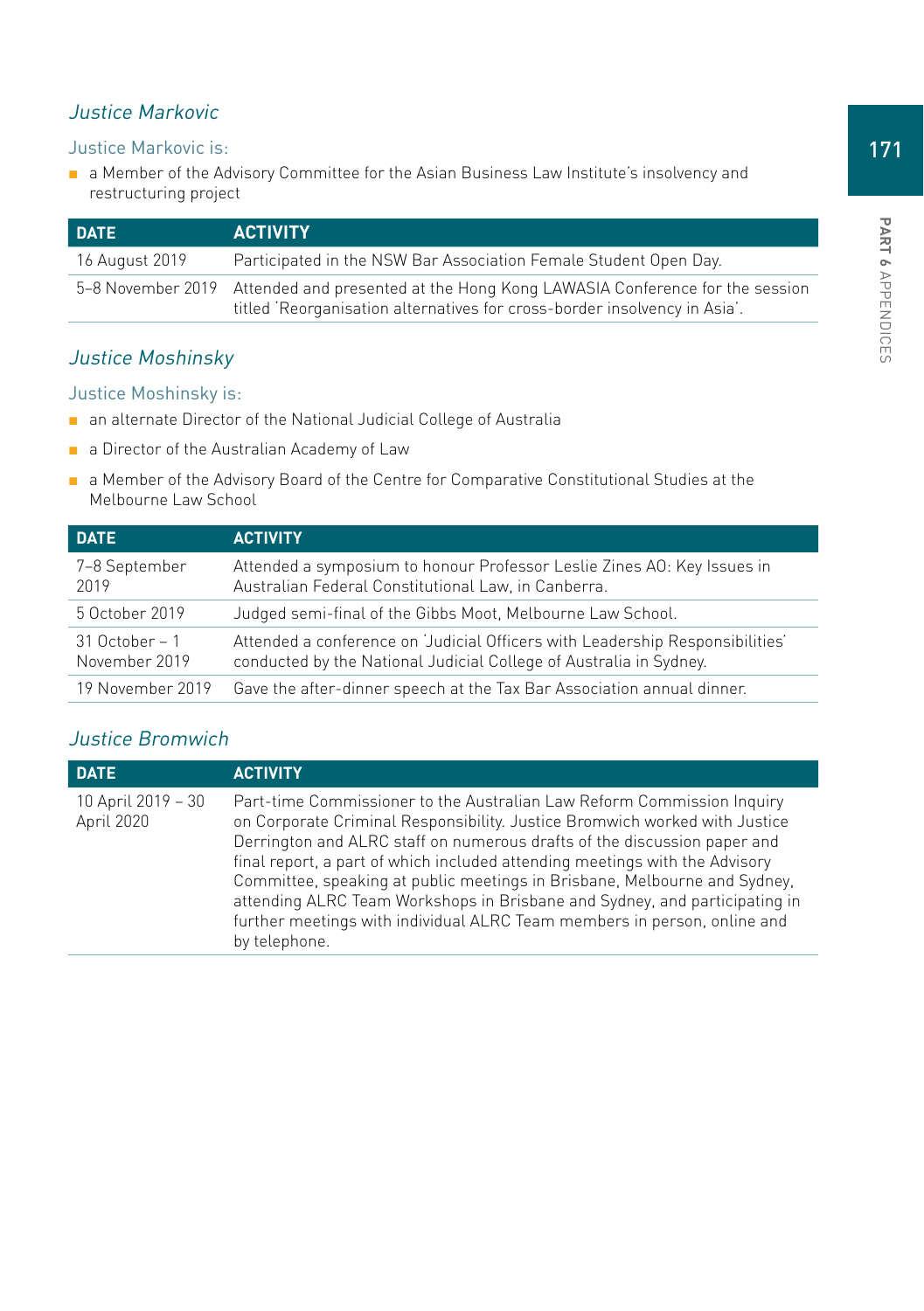### *Justice Markovic*

Justice Markovic is:

- a Member of the Advisory Committee for the Asian Business Law Institute's insolvency and restructuring project

| DATE | ACTIVITY |
|---|---|
| 16 August 2019 | Participated in the NSW Bar Association Female Student Open Day. |
| 5–8 November 2019 | Attended and presented at the Hong Kong LAWASIA Conference for the session titled 'Reorganisation alternatives for cross-border insolvency in Asia'. |

### *Justice Moshinsky*

Justice Moshinsky is:

- an alternate Director of the National Judicial College of Australia
- a Director of the Australian Academy of Law
- a Member of the Advisory Board of the Centre for Comparative Constitutional Studies at the Melbourne Law School

| DATE | ACTIVITY |
|---|---|
| 7–8 September 2019 | Attended a symposium to honour Professor Leslie Zines AO: Key Issues in Australian Federal Constitutional Law, in Canberra. |
| 5 October 2019 | Judged semi-final of the Gibbs Moot, Melbourne Law School. |
| 31 October – 1 November 2019 | Attended a conference on 'Judicial Officers with Leadership Responsibilities' conducted by the National Judicial College of Australia in Sydney. |
| 19 November 2019 | Gave the after-dinner speech at the Tax Bar Association annual dinner. |

### *Justice Bromwich*

| DATE | ACTIVITY |
|---|---|
| 10 April 2019 – 30 April 2020 | Part-time Commissioner to the Australian Law Reform Commission Inquiry on Corporate Criminal Responsibility. Justice Bromwich worked with Justice Derrington and ALRC staff on numerous drafts of the discussion paper and final report, a part of which included attending meetings with the Advisory Committee, speaking at public meetings in Brisbane, Melbourne and Sydney, attending ALRC Team Workshops in Brisbane and Sydney, and participating in further meetings with individual ALRC Team members in person, online and by telephone. |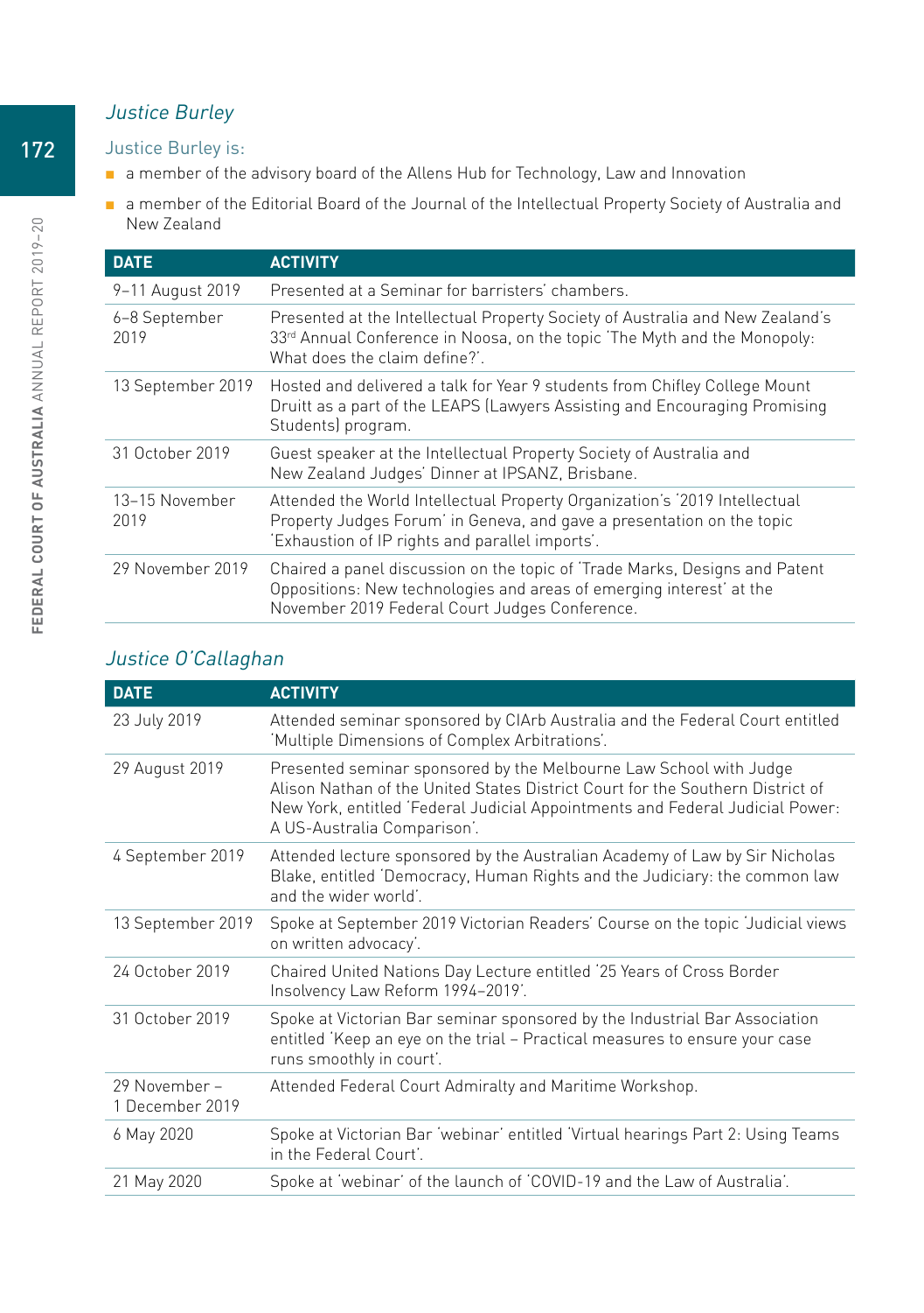### *Justice Burley*

Justice Burley is:

- a member of the advisory board of the Allens Hub for Technology, Law and Innovation
- a member of the Editorial Board of the Journal of the Intellectual Property Society of Australia and New Zealand

| DATE | ACTIVITY |
| --- | --- |
| 9–11 August 2019 | Presented at a Seminar for barristers' chambers. |
| 6–8 September 2019 | Presented at the Intellectual Property Society of Australia and New Zealand's 33rd Annual Conference in Noosa, on the topic 'The Myth and the Monopoly: What does the claim define?'. |
| 13 September 2019 | Hosted and delivered a talk for Year 9 students from Chifley College Mount Druitt as a part of the LEAPS (Lawyers Assisting and Encouraging Promising Students) program. |
| 31 October 2019 | Guest speaker at the Intellectual Property Society of Australia and New Zealand Judges' Dinner at IPSANZ, Brisbane. |
| 13–15 November 2019 | Attended the World Intellectual Property Organization's '2019 Intellectual Property Judges Forum' in Geneva, and gave a presentation on the topic 'Exhaustion of IP rights and parallel imports'. |
| 29 November 2019 | Chaired a panel discussion on the topic of 'Trade Marks, Designs and Patent Oppositions: New technologies and areas of emerging interest' at the November 2019 Federal Court Judges Conference. |

### *Justice O'Callaghan*

| DATE | ACTIVITY |
| --- | --- |
| 23 July 2019 | Attended seminar sponsored by CIArb Australia and the Federal Court entitled 'Multiple Dimensions of Complex Arbitrations'. |
| 29 August 2019 | Presented seminar sponsored by the Melbourne Law School with Judge Alison Nathan of the United States District Court for the Southern District of New York, entitled 'Federal Judicial Appointments and Federal Judicial Power: A US-Australia Comparison'. |
| 4 September 2019 | Attended lecture sponsored by the Australian Academy of Law by Sir Nicholas Blake, entitled 'Democracy, Human Rights and the Judiciary: the common law and the wider world'. |
| 13 September 2019 | Spoke at September 2019 Victorian Readers' Course on the topic 'Judicial views on written advocacy'. |
| 24 October 2019 | Chaired United Nations Day Lecture entitled '25 Years of Cross Border Insolvency Law Reform 1994–2019'. |
| 31 October 2019 | Spoke at Victorian Bar seminar sponsored by the Industrial Bar Association entitled 'Keep an eye on the trial – Practical measures to ensure your case runs smoothly in court'. |
| 29 November – 1 December 2019 | Attended Federal Court Admiralty and Maritime Workshop. |
| 6 May 2020 | Spoke at Victorian Bar 'webinar' entitled 'Virtual hearings Part 2: Using Teams in the Federal Court'. |
| 21 May 2020 | Spoke at 'webinar' of the launch of 'COVID-19 and the Law of Australia'. |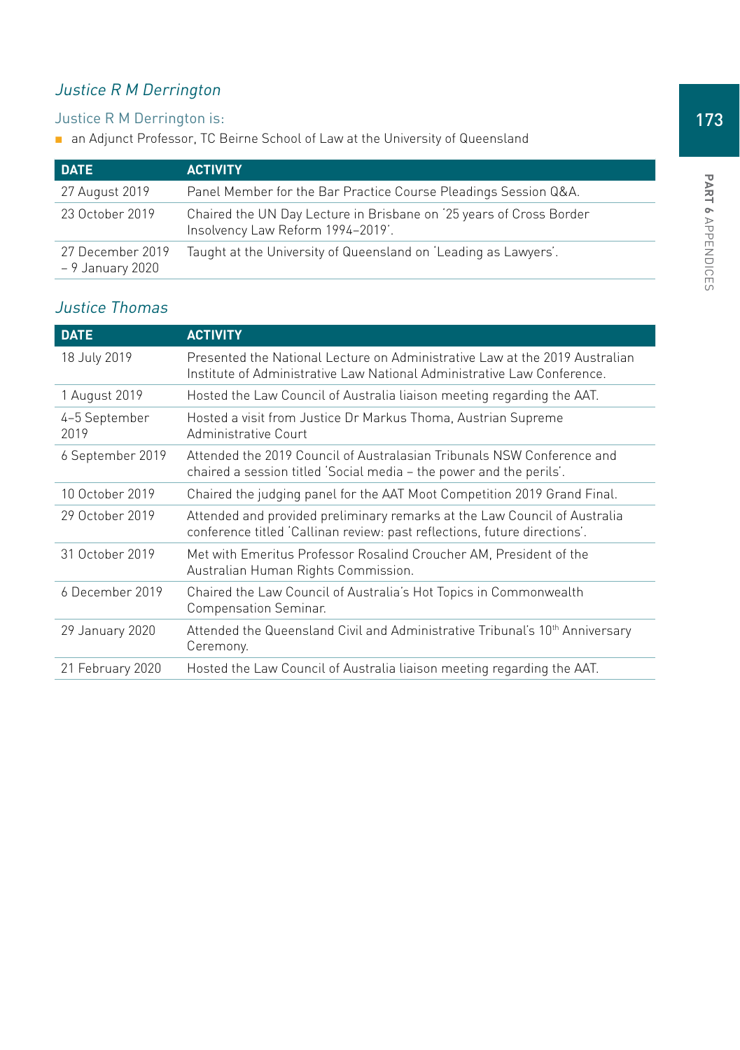### *Justice R M Derrington*

Justice R M Derrington is:

- an Adjunct Professor, TC Beirne School of Law at the University of Queensland

| DATE | ACTIVITY |
|---|---|
| 27 August 2019 | Panel Member for the Bar Practice Course Pleadings Session Q&A. |
| 23 October 2019 | Chaired the UN Day Lecture in Brisbane on '25 years of Cross Border Insolvency Law Reform 1994–2019'. |
| 27 December 2019 – 9 January 2020 | Taught at the University of Queensland on 'Leading as Lawyers'. |

### *Justice Thomas*

| DATE | ACTIVITY |
|---|---|
| 18 July 2019 | Presented the National Lecture on Administrative Law at the 2019 Australian Institute of Administrative Law National Administrative Law Conference. |
| 1 August 2019 | Hosted the Law Council of Australia liaison meeting regarding the AAT. |
| 4–5 September 2019 | Hosted a visit from Justice Dr Markus Thoma, Austrian Supreme Administrative Court |
| 6 September 2019 | Attended the 2019 Council of Australasian Tribunals NSW Conference and chaired a session titled 'Social media – the power and the perils'. |
| 10 October 2019 | Chaired the judging panel for the AAT Moot Competition 2019 Grand Final. |
| 29 October 2019 | Attended and provided preliminary remarks at the Law Council of Australia conference titled 'Callinan review: past reflections, future directions'. |
| 31 October 2019 | Met with Emeritus Professor Rosalind Croucher AM, President of the Australian Human Rights Commission. |
| 6 December 2019 | Chaired the Law Council of Australia's Hot Topics in Commonwealth Compensation Seminar. |
| 29 January 2020 | Attended the Queensland Civil and Administrative Tribunal's 10th Anniversary Ceremony. |
| 21 February 2020 | Hosted the Law Council of Australia liaison meeting regarding the AAT. |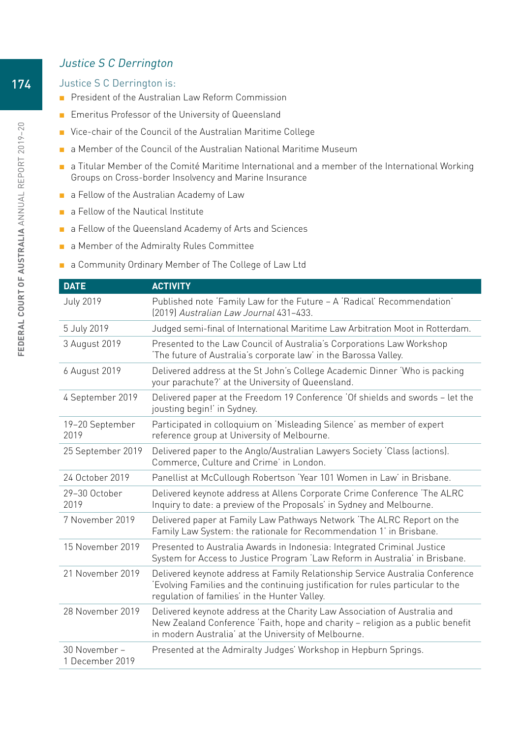### *Justice S C Derrington*

Justice S C Derrington is:

- President of the Australian Law Reform Commission
- Emeritus Professor of the University of Queensland
- Vice-chair of the Council of the Australian Maritime College
- a Member of the Council of the Australian National Maritime Museum
- a Titular Member of the Comité Maritime International and a member of the International Working Groups on Cross-border Insolvency and Marine Insurance
- a Fellow of the Australian Academy of Law
- a Fellow of the Nautical Institute
- a Fellow of the Queensland Academy of Arts and Sciences
- a Member of the Admiralty Rules Committee
- a Community Ordinary Member of The College of Law Ltd

| DATE | ACTIVITY |
|---|---|
| July 2019 | Published note 'Family Law for the Future – A 'Radical' Recommendation' (2019) *Australian Law Journal* 431–433. |
| 5 July 2019 | Judged semi-final of International Maritime Law Arbitration Moot in Rotterdam. |
| 3 August 2019 | Presented to the Law Council of Australia's Corporations Law Workshop 'The future of Australia's corporate law' in the Barossa Valley. |
| 6 August 2019 | Delivered address at the St John's College Academic Dinner 'Who is packing your parachute?' at the University of Queensland. |
| 4 September 2019 | Delivered paper at the Freedom 19 Conference 'Of shields and swords – let the jousting begin!' in Sydney. |
| 19–20 September 2019 | Participated in colloquium on 'Misleading Silence' as member of expert reference group at University of Melbourne. |
| 25 September 2019 | Delivered paper to the Anglo/Australian Lawyers Society 'Class (actions). Commerce, Culture and Crime' in London. |
| 24 October 2019 | Panellist at McCullough Robertson 'Year 101 Women in Law' in Brisbane. |
| 29–30 October 2019 | Delivered keynote address at Allens Corporate Crime Conference 'The ALRC Inquiry to date: a preview of the Proposals' in Sydney and Melbourne. |
| 7 November 2019 | Delivered paper at Family Law Pathways Network 'The ALRC Report on the Family Law System: the rationale for Recommendation 1' in Brisbane. |
| 15 November 2019 | Presented to Australia Awards in Indonesia: Integrated Criminal Justice System for Access to Justice Program 'Law Reform in Australia' in Brisbane. |
| 21 November 2019 | Delivered keynote address at Family Relationship Service Australia Conference 'Evolving Families and the continuing justification for rules particular to the regulation of families' in the Hunter Valley. |
| 28 November 2019 | Delivered keynote address at the Charity Law Association of Australia and New Zealand Conference 'Faith, hope and charity – religion as a public benefit in modern Australia' at the University of Melbourne. |
| 30 November – 1 December 2019 | Presented at the Admiralty Judges' Workshop in Hepburn Springs. |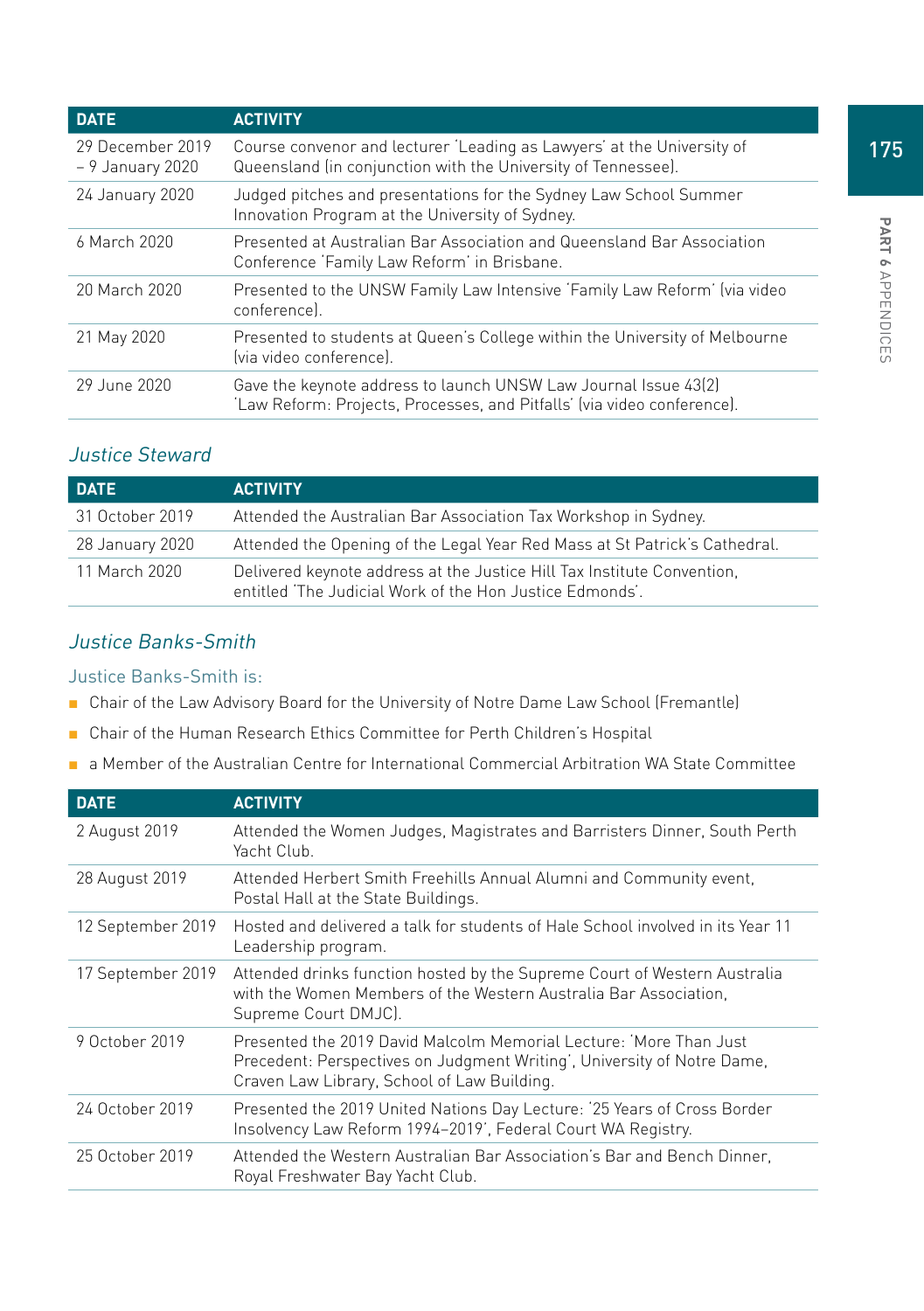| DATE | ACTIVITY |
|---|---|
| 29 December 2019 – 9 January 2020 | Course convenor and lecturer 'Leading as Lawyers' at the University of Queensland (in conjunction with the University of Tennessee). |
| 24 January 2020 | Judged pitches and presentations for the Sydney Law School Summer Innovation Program at the University of Sydney. |
| 6 March 2020 | Presented at Australian Bar Association and Queensland Bar Association Conference 'Family Law Reform' in Brisbane. |
| 20 March 2020 | Presented to the UNSW Family Law Intensive 'Family Law Reform' (via video conference). |
| 21 May 2020 | Presented to students at Queen's College within the University of Melbourne (via video conference). |
| 29 June 2020 | Gave the keynote address to launch UNSW Law Journal Issue 43(2) 'Law Reform: Projects, Processes, and Pitfalls' (via video conference). |

### *Justice Steward*

| DATE | ACTIVITY |
|---|---|
| 31 October 2019 | Attended the Australian Bar Association Tax Workshop in Sydney. |
| 28 January 2020 | Attended the Opening of the Legal Year Red Mass at St Patrick's Cathedral. |
| 11 March 2020 | Delivered keynote address at the Justice Hill Tax Institute Convention, entitled 'The Judicial Work of the Hon Justice Edmonds'. |

### *Justice Banks-Smith*

Justice Banks-Smith is:

- Chair of the Law Advisory Board for the University of Notre Dame Law School (Fremantle)
- Chair of the Human Research Ethics Committee for Perth Children's Hospital
- a Member of the Australian Centre for International Commercial Arbitration WA State Committee

| DATE | ACTIVITY |
|---|---|
| 2 August 2019 | Attended the Women Judges, Magistrates and Barristers Dinner, South Perth Yacht Club. |
| 28 August 2019 | Attended Herbert Smith Freehills Annual Alumni and Community event, Postal Hall at the State Buildings. |
| 12 September 2019 | Hosted and delivered a talk for students of Hale School involved in its Year 11 Leadership program. |
| 17 September 2019 | Attended drinks function hosted by the Supreme Court of Western Australia with the Women Members of the Western Australia Bar Association, Supreme Court DMJC). |
| 9 October 2019 | Presented the 2019 David Malcolm Memorial Lecture: 'More Than Just Precedent: Perspectives on Judgment Writing', University of Notre Dame, Craven Law Library, School of Law Building. |
| 24 October 2019 | Presented the 2019 United Nations Day Lecture: '25 Years of Cross Border Insolvency Law Reform 1994–2019', Federal Court WA Registry. |
| 25 October 2019 | Attended the Western Australian Bar Association's Bar and Bench Dinner, Royal Freshwater Bay Yacht Club. |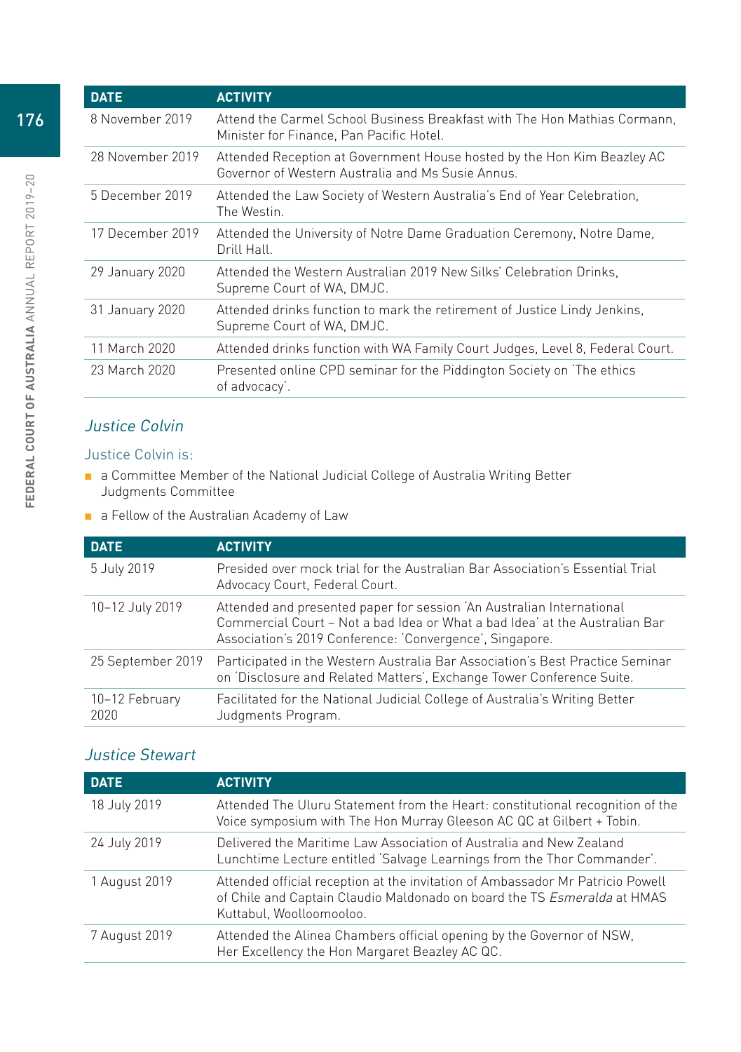| DATE | ACTIVITY |
| --- | --- |
| 8 November 2019 | Attend the Carmel School Business Breakfast with The Hon Mathias Cormann, Minister for Finance, Pan Pacific Hotel. |
| 28 November 2019 | Attended Reception at Government House hosted by the Hon Kim Beazley AC Governor of Western Australia and Ms Susie Annus. |
| 5 December 2019 | Attended the Law Society of Western Australia's End of Year Celebration, The Westin. |
| 17 December 2019 | Attended the University of Notre Dame Graduation Ceremony, Notre Dame, Drill Hall. |
| 29 January 2020 | Attended the Western Australian 2019 New Silks' Celebration Drinks, Supreme Court of WA, DMJC. |
| 31 January 2020 | Attended drinks function to mark the retirement of Justice Lindy Jenkins, Supreme Court of WA, DMJC. |
| 11 March 2020 | Attended drinks function with WA Family Court Judges, Level 8, Federal Court. |
| 23 March 2020 | Presented online CPD seminar for the Piddington Society on 'The ethics of advocacy'. |

### *Justice Colvin*

Justice Colvin is:

- a Committee Member of the National Judicial College of Australia Writing Better Judgments Committee
- a Fellow of the Australian Academy of Law

| DATE | ACTIVITY |
| --- | --- |
| 5 July 2019 | Presided over mock trial for the Australian Bar Association's Essential Trial Advocacy Court, Federal Court. |
| 10–12 July 2019 | Attended and presented paper for session 'An Australian International Commercial Court – Not a bad Idea or What a bad Idea' at the Australian Bar Association's 2019 Conference: 'Convergence', Singapore. |
| 25 September 2019 | Participated in the Western Australia Bar Association's Best Practice Seminar on 'Disclosure and Related Matters', Exchange Tower Conference Suite. |
| 10–12 February 2020 | Facilitated for the National Judicial College of Australia's Writing Better Judgments Program. |

### *Justice Stewart*

| DATE | ACTIVITY |
| --- | --- |
| 18 July 2019 | Attended The Uluru Statement from the Heart: constitutional recognition of the Voice symposium with The Hon Murray Gleeson AC QC at Gilbert + Tobin. |
| 24 July 2019 | Delivered the Maritime Law Association of Australia and New Zealand Lunchtime Lecture entitled 'Salvage Learnings from the Thor Commander'. |
| 1 August 2019 | Attended official reception at the invitation of Ambassador Mr Patricio Powell of Chile and Captain Claudio Maldonado on board the TS *Esmeralda* at HMAS Kuttabul, Woolloomooloo. |
| 7 August 2019 | Attended the Alinea Chambers official opening by the Governor of NSW, Her Excellency the Hon Margaret Beazley AC QC. |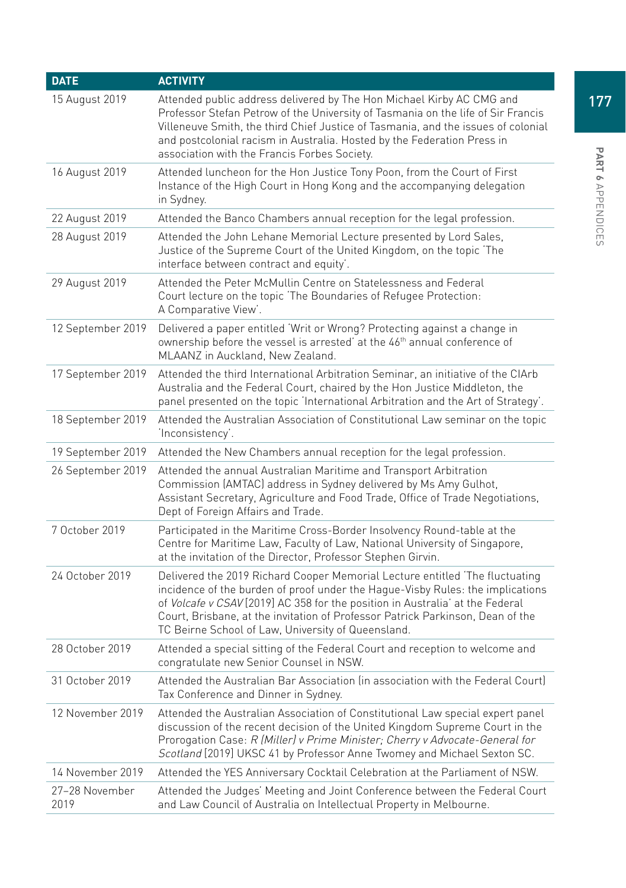| DATE | ACTIVITY |
|---|---|
| 15 August 2019 | Attended public address delivered by The Hon Michael Kirby AC CMG and Professor Stefan Petrow of the University of Tasmania on the life of Sir Francis Villeneuve Smith, the third Chief Justice of Tasmania, and the issues of colonial and postcolonial racism in Australia. Hosted by the Federation Press in association with the Francis Forbes Society. |
| 16 August 2019 | Attended luncheon for the Hon Justice Tony Poon, from the Court of First Instance of the High Court in Hong Kong and the accompanying delegation in Sydney. |
| 22 August 2019 | Attended the Banco Chambers annual reception for the legal profession. |
| 28 August 2019 | Attended the John Lehane Memorial Lecture presented by Lord Sales, Justice of the Supreme Court of the United Kingdom, on the topic 'The interface between contract and equity'. |
| 29 August 2019 | Attended the Peter McMullin Centre on Statelessness and Federal Court lecture on the topic 'The Boundaries of Refugee Protection: A Comparative View'. |
| 12 September 2019 | Delivered a paper entitled 'Writ or Wrong? Protecting against a change in ownership before the vessel is arrested' at the 46th annual conference of MLAANZ in Auckland, New Zealand. |
| 17 September 2019 | Attended the third International Arbitration Seminar, an initiative of the CIArb Australia and the Federal Court, chaired by the Hon Justice Middleton, the panel presented on the topic 'International Arbitration and the Art of Strategy'. |
| 18 September 2019 | Attended the Australian Association of Constitutional Law seminar on the topic 'Inconsistency'. |
| 19 September 2019 | Attended the New Chambers annual reception for the legal profession. |
| 26 September 2019 | Attended the annual Australian Maritime and Transport Arbitration Commission (AMTAC) address in Sydney delivered by Ms Amy Gulhot, Assistant Secretary, Agriculture and Food Trade, Office of Trade Negotiations, Dept of Foreign Affairs and Trade. |
| 7 October 2019 | Participated in the Maritime Cross-Border Insolvency Round-table at the Centre for Maritime Law, Faculty of Law, National University of Singapore, at the invitation of the Director, Professor Stephen Girvin. |
| 24 October 2019 | Delivered the 2019 Richard Cooper Memorial Lecture entitled 'The fluctuating incidence of the burden of proof under the Hague-Visby Rules: the implications of *Volcafe v CSAV* [2019] AC 358 for the position in Australia' at the Federal Court, Brisbane, at the invitation of Professor Patrick Parkinson, Dean of the TC Beirne School of Law, University of Queensland. |
| 28 October 2019 | Attended a special sitting of the Federal Court and reception to welcome and congratulate new Senior Counsel in NSW. |
| 31 October 2019 | Attended the Australian Bar Association (in association with the Federal Court) Tax Conference and Dinner in Sydney. |
| 12 November 2019 | Attended the Australian Association of Constitutional Law special expert panel discussion of the recent decision of the United Kingdom Supreme Court in the Prorogation Case: *R (Miller) v Prime Minister; Cherry v Advocate-General for Scotland* [2019] UKSC 41 by Professor Anne Twomey and Michael Sexton SC. |
| 14 November 2019 | Attended the YES Anniversary Cocktail Celebration at the Parliament of NSW. |
| 27–28 November 2019 | Attended the Judges' Meeting and Joint Conference between the Federal Court and Law Council of Australia on Intellectual Property in Melbourne. |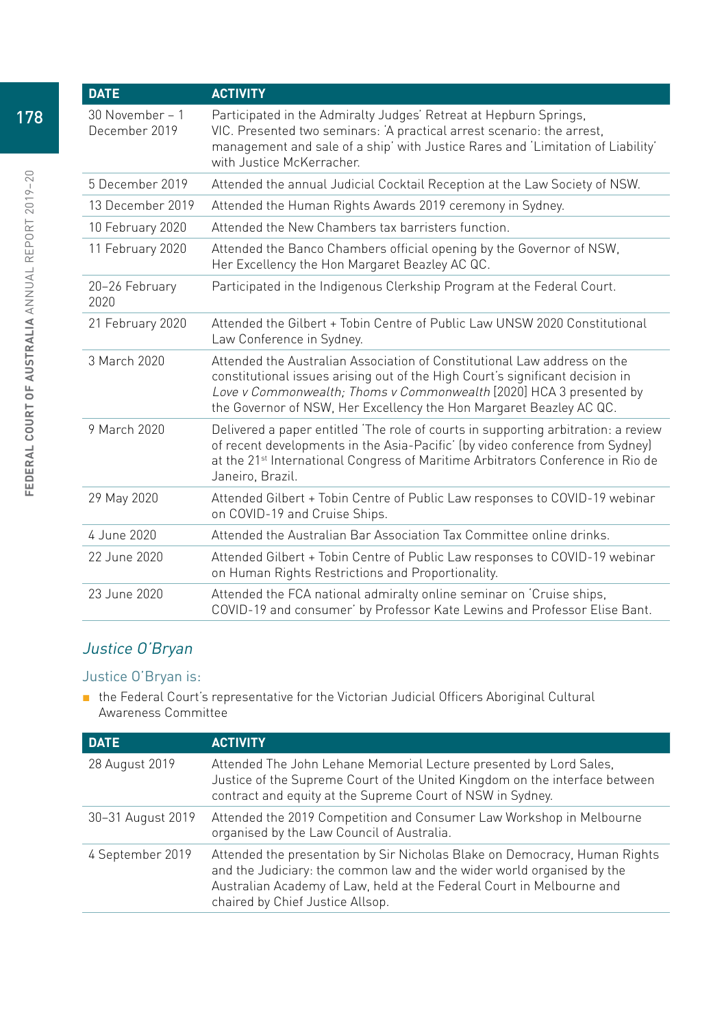| DATE | ACTIVITY |
|---|---|
| 30 November – 1 December 2019 | Participated in the Admiralty Judges' Retreat at Hepburn Springs, VIC. Presented two seminars: 'A practical arrest scenario: the arrest, management and sale of a ship' with Justice Rares and 'Limitation of Liability' with Justice McKerracher. |
| 5 December 2019 | Attended the annual Judicial Cocktail Reception at the Law Society of NSW. |
| 13 December 2019 | Attended the Human Rights Awards 2019 ceremony in Sydney. |
| 10 February 2020 | Attended the New Chambers tax barristers function. |
| 11 February 2020 | Attended the Banco Chambers official opening by the Governor of NSW, Her Excellency the Hon Margaret Beazley AC QC. |
| 20–26 February 2020 | Participated in the Indigenous Clerkship Program at the Federal Court. |
| 21 February 2020 | Attended the Gilbert + Tobin Centre of Public Law UNSW 2020 Constitutional Law Conference in Sydney. |
| 3 March 2020 | Attended the Australian Association of Constitutional Law address on the constitutional issues arising out of the High Court's significant decision in *Love v Commonwealth; Thoms v Commonwealth* [2020] HCA 3 presented by the Governor of NSW, Her Excellency the Hon Margaret Beazley AC QC. |
| 9 March 2020 | Delivered a paper entitled 'The role of courts in supporting arbitration: a review of recent developments in the Asia-Pacific' (by video conference from Sydney) at the 21st International Congress of Maritime Arbitrators Conference in Rio de Janeiro, Brazil. |
| 29 May 2020 | Attended Gilbert + Tobin Centre of Public Law responses to COVID-19 webinar on COVID-19 and Cruise Ships. |
| 4 June 2020 | Attended the Australian Bar Association Tax Committee online drinks. |
| 22 June 2020 | Attended Gilbert + Tobin Centre of Public Law responses to COVID-19 webinar on Human Rights Restrictions and Proportionality. |
| 23 June 2020 | Attended the FCA national admiralty online seminar on 'Cruise ships, COVID-19 and consumer' by Professor Kate Lewins and Professor Elise Bant. |

### *Justice O'Bryan*

Justice O'Bryan is:

- the Federal Court's representative for the Victorian Judicial Officers Aboriginal Cultural Awareness Committee

| DATE | ACTIVITY |
|---|---|
| 28 August 2019 | Attended The John Lehane Memorial Lecture presented by Lord Sales, Justice of the Supreme Court of the United Kingdom on the interface between contract and equity at the Supreme Court of NSW in Sydney. |
| 30–31 August 2019 | Attended the 2019 Competition and Consumer Law Workshop in Melbourne organised by the Law Council of Australia. |
| 4 September 2019 | Attended the presentation by Sir Nicholas Blake on Democracy, Human Rights and the Judiciary: the common law and the wider world organised by the Australian Academy of Law, held at the Federal Court in Melbourne and chaired by Chief Justice Allsop. |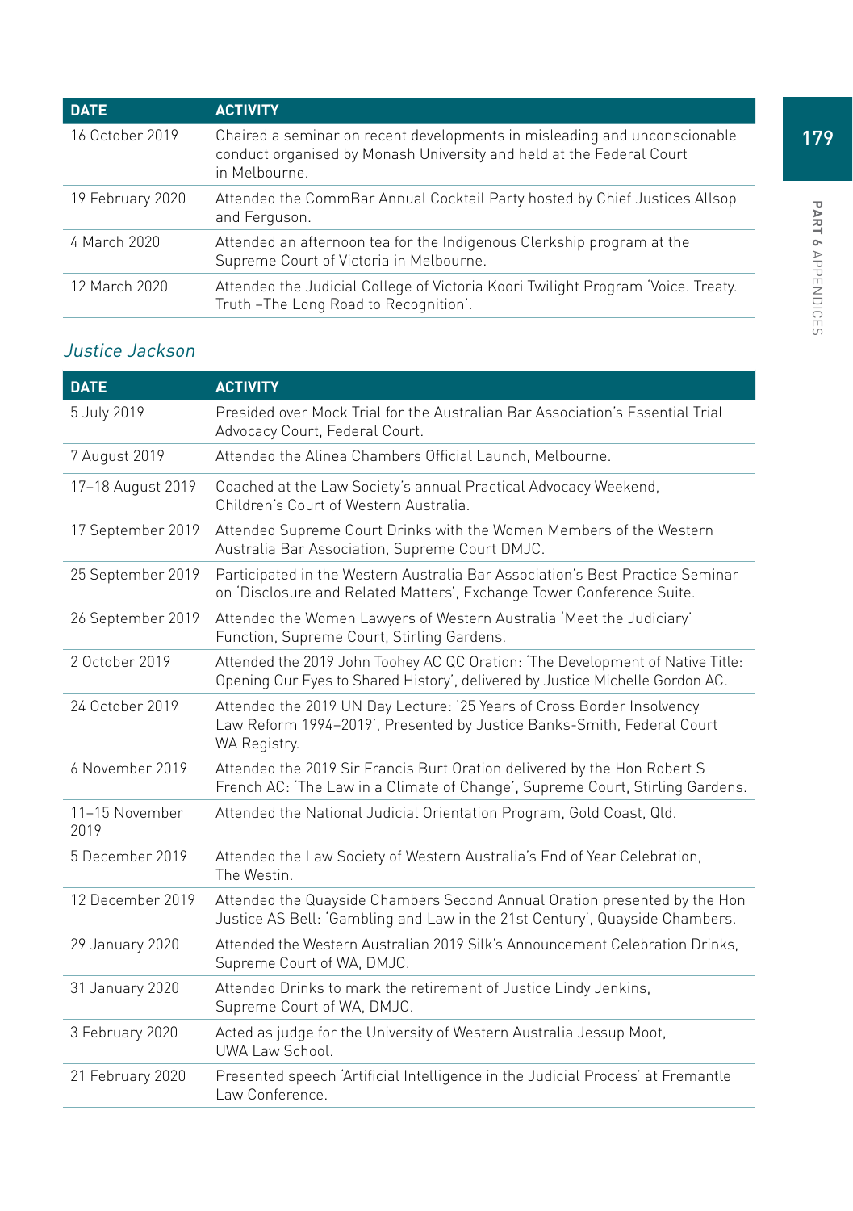| DATE | ACTIVITY |
|---|---|
| 16 October 2019 | Chaired a seminar on recent developments in misleading and unconscionable conduct organised by Monash University and held at the Federal Court in Melbourne. |
| 19 February 2020 | Attended the CommBar Annual Cocktail Party hosted by Chief Justices Allsop and Ferguson. |
| 4 March 2020 | Attended an afternoon tea for the Indigenous Clerkship program at the Supreme Court of Victoria in Melbourne. |
| 12 March 2020 | Attended the Judicial College of Victoria Koori Twilight Program 'Voice. Treaty. Truth –The Long Road to Recognition'. |

### *Justice Jackson*

| DATE | ACTIVITY |
|---|---|
| 5 July 2019 | Presided over Mock Trial for the Australian Bar Association's Essential Trial Advocacy Court, Federal Court. |
| 7 August 2019 | Attended the Alinea Chambers Official Launch, Melbourne. |
| 17–18 August 2019 | Coached at the Law Society's annual Practical Advocacy Weekend, Children's Court of Western Australia. |
| 17 September 2019 | Attended Supreme Court Drinks with the Women Members of the Western Australia Bar Association, Supreme Court DMJC. |
| 25 September 2019 | Participated in the Western Australia Bar Association's Best Practice Seminar on 'Disclosure and Related Matters', Exchange Tower Conference Suite. |
| 26 September 2019 | Attended the Women Lawyers of Western Australia 'Meet the Judiciary' Function, Supreme Court, Stirling Gardens. |
| 2 October 2019 | Attended the 2019 John Toohey AC QC Oration: 'The Development of Native Title: Opening Our Eyes to Shared History', delivered by Justice Michelle Gordon AC. |
| 24 October 2019 | Attended the 2019 UN Day Lecture: '25 Years of Cross Border Insolvency Law Reform 1994–2019', Presented by Justice Banks-Smith, Federal Court WA Registry. |
| 6 November 2019 | Attended the 2019 Sir Francis Burt Oration delivered by the Hon Robert S French AC: 'The Law in a Climate of Change', Supreme Court, Stirling Gardens. |
| 11–15 November 2019 | Attended the National Judicial Orientation Program, Gold Coast, Qld. |
| 5 December 2019 | Attended the Law Society of Western Australia's End of Year Celebration, The Westin. |
| 12 December 2019 | Attended the Quayside Chambers Second Annual Oration presented by the Hon Justice AS Bell: 'Gambling and Law in the 21st Century', Quayside Chambers. |
| 29 January 2020 | Attended the Western Australian 2019 Silk's Announcement Celebration Drinks, Supreme Court of WA, DMJC. |
| 31 January 2020 | Attended Drinks to mark the retirement of Justice Lindy Jenkins, Supreme Court of WA, DMJC. |
| 3 February 2020 | Acted as judge for the University of Western Australia Jessup Moot, UWA Law School. |
| 21 February 2020 | Presented speech 'Artificial Intelligence in the Judicial Process' at Fremantle Law Conference. |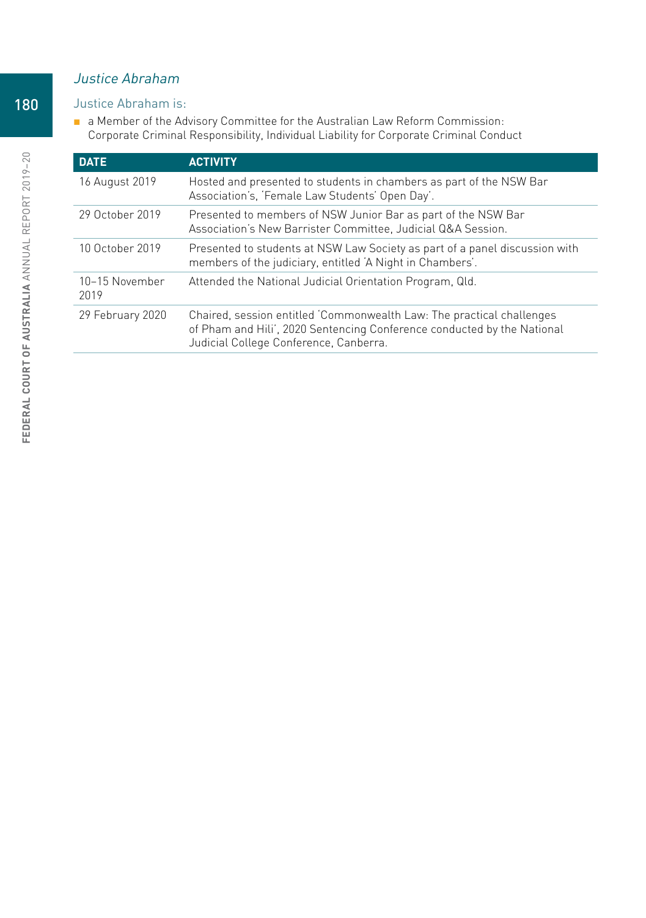### *Justice Abraham*

Justice Abraham is:

- a Member of the Advisory Committee for the Australian Law Reform Commission: Corporate Criminal Responsibility, Individual Liability for Corporate Criminal Conduct

| DATE | ACTIVITY |
|---|---|
| 16 August 2019 | Hosted and presented to students in chambers as part of the NSW Bar Association's, 'Female Law Students' Open Day'. |
| 29 October 2019 | Presented to members of NSW Junior Bar as part of the NSW Bar Association's New Barrister Committee, Judicial Q&A Session. |
| 10 October 2019 | Presented to students at NSW Law Society as part of a panel discussion with members of the judiciary, entitled 'A Night in Chambers'. |
| 10–15 November 2019 | Attended the National Judicial Orientation Program, Qld. |
| 29 February 2020 | Chaired, session entitled 'Commonwealth Law: The practical challenges of Pham and Hili', 2020 Sentencing Conference conducted by the National Judicial College Conference, Canberra. |